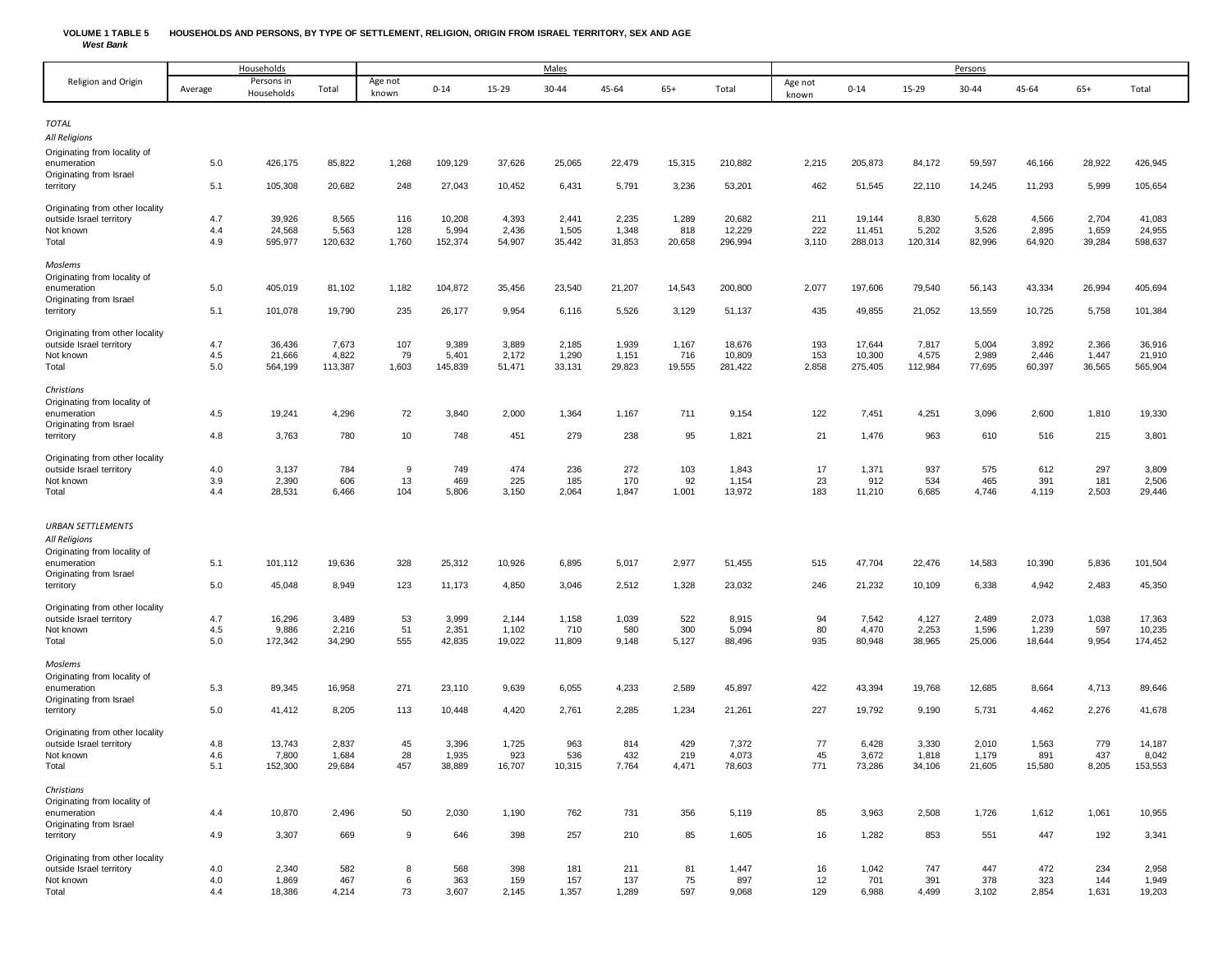**VOLUME 1 TABLE 5 HOUSEHOLDS AND PERSONS, BY TYPE OF SETTLEMENT, RELIGION, ORIGIN FROM ISRAEL TERRITORY, SEX AND AGE**

***West Bank***

| Religion and Origin | Households | | | Males | | | | | | | Persons | | | | | | |
|---|---|---|---|---|---|---|---|---|---|---|---|---|---|---|---|---|---|
| | Average | Persons in Households | Total | Age not known | 0-14 | 15-29 | 30-44 | 45-64 | 65+ | Total | Age not known | 0-14 | 15-29 | 30-44 | 45-64 | 65+ | Total |
| ***TOTAL*** | | | | | | | | | | | | | | | | | |
| *All Religions* | | | | | | | | | | | | | | | | | |
| Originating from locality of enumeration | 5.0 | 426,175 | 85,822 | 1,268 | 109,129 | 37,626 | 25,065 | 22,479 | 15,315 | 210,882 | 2,215 | 205,873 | 84,172 | 59,597 | 46,166 | 28,922 | 426,945 |
| Originating from Israel territory | 5.1 | 105,308 | 20,682 | 248 | 27,043 | 10,452 | 6,431 | 5,791 | 3,236 | 53,201 | 462 | 51,545 | 22,110 | 14,245 | 11,293 | 5,999 | 105,654 |
| Originating from other locality outside Israel territory | 4.7 | 39,926 | 8,565 | 116 | 10,208 | 4,393 | 2,441 | 2,235 | 1,289 | 20,682 | 211 | 19,144 | 8,830 | 5,628 | 4,566 | 2,704 | 41,083 |
| Not known | 4.4 | 24,568 | 5,563 | 128 | 5,994 | 2,436 | 1,505 | 1,348 | 818 | 12,229 | 222 | 11,451 | 5,202 | 3,526 | 2,895 | 1,659 | 24,955 |
| Total | 4.9 | 595,977 | 120,632 | 1,760 | 152,374 | 54,907 | 35,442 | 31,853 | 20,658 | 296,994 | 3,110 | 288,013 | 120,314 | 82,996 | 64,920 | 39,284 | 598,637 |
| *Moslems* | | | | | | | | | | | | | | | | | |
| Originating from locality of enumeration | 5.0 | 405,019 | 81,102 | 1,182 | 104,872 | 35,456 | 23,540 | 21,207 | 14,543 | 200,800 | 2,077 | 197,606 | 79,540 | 56,143 | 43,334 | 26,994 | 405,694 |
| Originating from Israel territory | 5.1 | 101,078 | 19,790 | 235 | 26,177 | 9,954 | 6,116 | 5,526 | 3,129 | 51,137 | 435 | 49,855 | 21,052 | 13,559 | 10,725 | 5,758 | 101,384 |
| Originating from other locality outside Israel territory | 4.7 | 36,436 | 7,673 | 107 | 9,389 | 3,889 | 2,185 | 1,939 | 1,167 | 18,676 | 193 | 17,644 | 7,817 | 5,004 | 3,892 | 2,366 | 36,916 |
| Not known | 4.5 | 21,666 | 4,822 | 79 | 5,401 | 2,172 | 1,290 | 1,151 | 716 | 10,809 | 153 | 10,300 | 4,575 | 2,989 | 2,446 | 1,447 | 21,910 |
| Total | 5.0 | 564,199 | 113,387 | 1,603 | 145,839 | 51,471 | 33,131 | 29,823 | 19,555 | 281,422 | 2,858 | 275,405 | 112,984 | 77,695 | 60,397 | 36,565 | 565,904 |
| *Christians* | | | | | | | | | | | | | | | | | |
| Originating from locality of enumeration | 4.5 | 19,241 | 4,296 | 72 | 3,840 | 2,000 | 1,364 | 1,167 | 711 | 9,154 | 122 | 7,451 | 4,251 | 3,096 | 2,600 | 1,810 | 19,330 |
| Originating from Israel territory | 4.8 | 3,763 | 780 | 10 | 748 | 451 | 279 | 238 | 95 | 1,821 | 21 | 1,476 | 963 | 610 | 516 | 215 | 3,801 |
| Originating from other locality outside Israel territory | 4.0 | 3,137 | 784 | 9 | 749 | 474 | 236 | 272 | 103 | 1,843 | 17 | 1,371 | 937 | 575 | 612 | 297 | 3,809 |
| Not known | 3.9 | 2,390 | 606 | 13 | 469 | 225 | 185 | 170 | 92 | 1,154 | 23 | 912 | 534 | 465 | 391 | 181 | 2,506 |
| Total | 4.4 | 28,531 | 6,466 | 104 | 5,806 | 3,150 | 2,064 | 1,847 | 1,001 | 13,972 | 183 | 11,210 | 6,685 | 4,746 | 4,119 | 2,503 | 29,446 |
| ***URBAN SETTLEMENTS*** | | | | | | | | | | | | | | | | | |
| *All Religions* | | | | | | | | | | | | | | | | | |
| Originating from locality of enumeration | 5.1 | 101,112 | 19,636 | 328 | 25,312 | 10,926 | 6,895 | 5,017 | 2,977 | 51,455 | 515 | 47,704 | 22,476 | 14,583 | 10,390 | 5,836 | 101,504 |
| Originating from Israel territory | 5.0 | 45,048 | 8,949 | 123 | 11,173 | 4,850 | 3,046 | 2,512 | 1,328 | 23,032 | 246 | 21,232 | 10,109 | 6,338 | 4,942 | 2,483 | 45,350 |
| Originating from other locality outside Israel territory | 4.7 | 16,296 | 3,489 | 53 | 3,999 | 2,144 | 1,158 | 1,039 | 522 | 8,915 | 94 | 7,542 | 4,127 | 2,489 | 2,073 | 1,038 | 17,363 |
| Not known | 4.5 | 9,886 | 2,216 | 51 | 2,351 | 1,102 | 710 | 580 | 300 | 5,094 | 80 | 4,470 | 2,253 | 1,596 | 1,239 | 597 | 10,235 |
| Total | 5.0 | 172,342 | 34,290 | 555 | 42,835 | 19,022 | 11,809 | 9,148 | 5,127 | 88,496 | 935 | 80,948 | 38,965 | 25,006 | 18,644 | 9,954 | 174,452 |
| *Moslems* | | | | | | | | | | | | | | | | | |
| Originating from locality of enumeration | 5.3 | 89,345 | 16,958 | 271 | 23,110 | 9,639 | 6,055 | 4,233 | 2,589 | 45,897 | 422 | 43,394 | 19,768 | 12,685 | 8,664 | 4,713 | 89,646 |
| Originating from Israel territory | 5.0 | 41,412 | 8,205 | 113 | 10,448 | 4,420 | 2,761 | 2,285 | 1,234 | 21,261 | 227 | 19,792 | 9,190 | 5,731 | 4,462 | 2,276 | 41,678 |
| Originating from other locality outside Israel territory | 4.8 | 13,743 | 2,837 | 45 | 3,396 | 1,725 | 963 | 814 | 429 | 7,372 | 77 | 6,428 | 3,330 | 2,010 | 1,563 | 779 | 14,187 |
| Not known | 4.6 | 7,800 | 1,684 | 28 | 1,935 | 923 | 536 | 432 | 219 | 4,073 | 45 | 3,672 | 1,818 | 1,179 | 891 | 437 | 8,042 |
| Total | 5.1 | 152,300 | 29,684 | 457 | 38,889 | 16,707 | 10,315 | 7,764 | 4,471 | 78,603 | 771 | 73,286 | 34,106 | 21,605 | 15,580 | 8,205 | 153,553 |
| *Christians* | | | | | | | | | | | | | | | | | |
| Originating from locality of enumeration | 4.4 | 10,870 | 2,496 | 50 | 2,030 | 1,190 | 762 | 731 | 356 | 5,119 | 85 | 3,963 | 2,508 | 1,726 | 1,612 | 1,061 | 10,955 |
| Originating from Israel territory | 4.9 | 3,307 | 669 | 9 | 646 | 398 | 257 | 210 | 85 | 1,605 | 16 | 1,282 | 853 | 551 | 447 | 192 | 3,341 |
| Originating from other locality outside Israel territory | 4.0 | 2,340 | 582 | 8 | 568 | 398 | 181 | 211 | 81 | 1,447 | 16 | 1,042 | 747 | 447 | 472 | 234 | 2,958 |
| Not known | 4.0 | 1,869 | 467 | 6 | 363 | 159 | 157 | 137 | 75 | 897 | 12 | 701 | 391 | 378 | 323 | 144 | 1,949 |
| Total | 4.4 | 18,386 | 4,214 | 73 | 3,607 | 2,145 | 1,357 | 1,289 | 597 | 9,068 | 129 | 6,988 | 4,499 | 3,102 | 2,854 | 1,631 | 19,203 |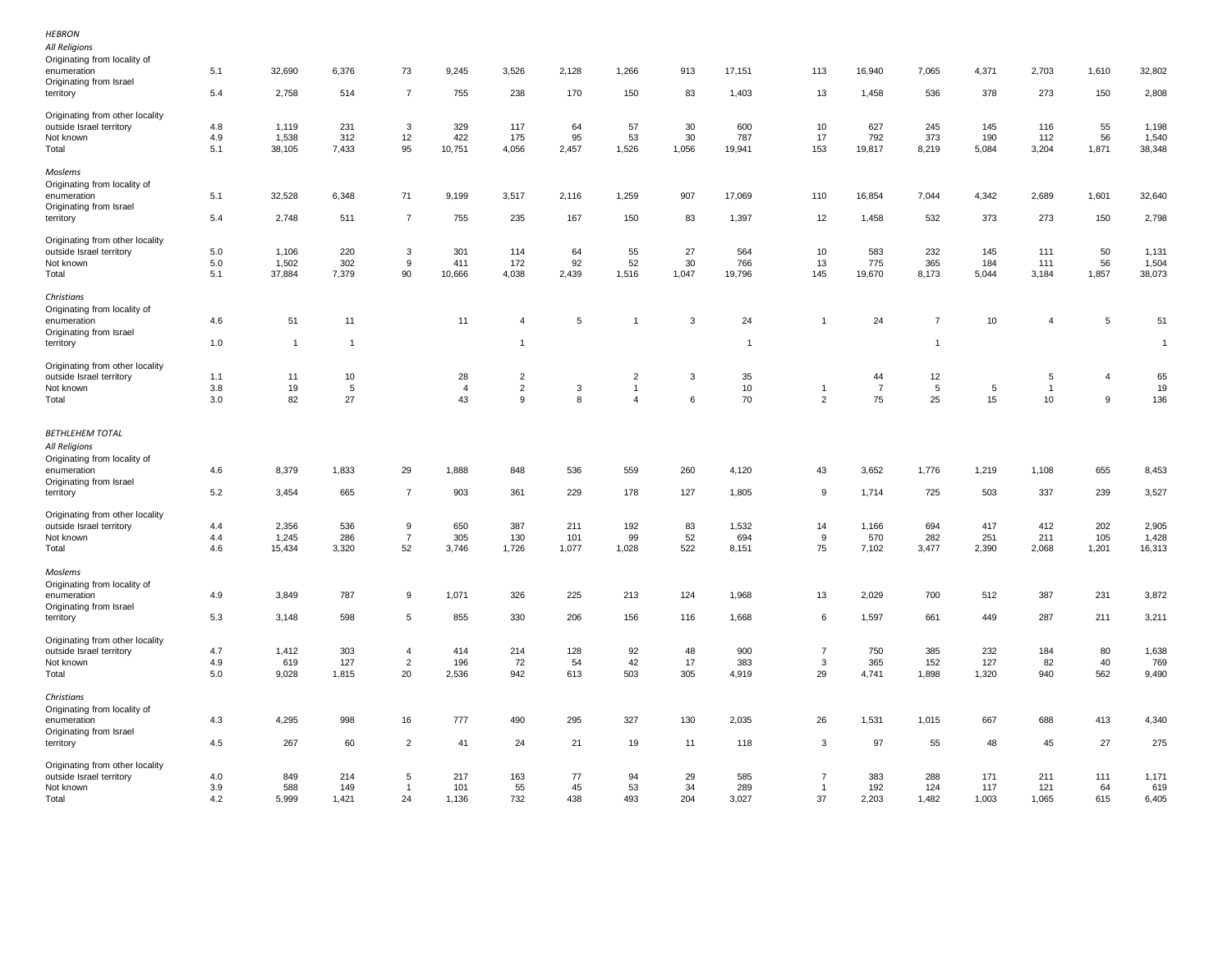| | | | | | | | | | | | | | | | | | |
|---|---|---|---|---|---|---|---|---|---|---|---|---|---|---|---|---|---|
| ***HEBRON*** | | | | | | | | | | | | | | | | | |
| *All Religions* | | | | | | | | | | | | | | | | | |
| Originating from locality of enumeration | 5.1 | 32,690 | 6,376 | 73 | 9,245 | 3,526 | 2,128 | 1,266 | 913 | 17,151 | 113 | 16,940 | 7,065 | 4,371 | 2,703 | 1,610 | 32,802 |
| Originating from Israel territory | 5.4 | 2,758 | 514 | 7 | 755 | 238 | 170 | 150 | 83 | 1,403 | 13 | 1,458 | 536 | 378 | 273 | 150 | 2,808 |
| Originating from other locality outside Israel territory | 4.8 | 1,119 | 231 | 3 | 329 | 117 | 64 | 57 | 30 | 600 | 10 | 627 | 245 | 145 | 116 | 55 | 1,198 |
| Not known | 4.9 | 1,538 | 312 | 12 | 422 | 175 | 95 | 53 | 30 | 787 | 17 | 792 | 373 | 190 | 112 | 56 | 1,540 |
| Total | 5.1 | 38,105 | 7,433 | 95 | 10,751 | 4,056 | 2,457 | 1,526 | 1,056 | 19,941 | 153 | 19,817 | 8,219 | 5,084 | 3,204 | 1,871 | 38,348 |
| *Moslems* | | | | | | | | | | | | | | | | | |
| Originating from locality of enumeration | 5.1 | 32,528 | 6,348 | 71 | 9,199 | 3,517 | 2,116 | 1,259 | 907 | 17,069 | 110 | 16,854 | 7,044 | 4,342 | 2,689 | 1,601 | 32,640 |
| Originating from Israel territory | 5.4 | 2,748 | 511 | 7 | 755 | 235 | 167 | 150 | 83 | 1,397 | 12 | 1,458 | 532 | 373 | 273 | 150 | 2,798 |
| Originating from other locality outside Israel territory | 5.0 | 1,106 | 220 | 3 | 301 | 114 | 64 | 55 | 27 | 564 | 10 | 583 | 232 | 145 | 111 | 50 | 1,131 |
| Not known | 5.0 | 1,502 | 302 | 9 | 411 | 172 | 92 | 52 | 30 | 766 | 13 | 775 | 365 | 184 | 111 | 56 | 1,504 |
| Total | 5.1 | 37,884 | 7,379 | 90 | 10,666 | 4,038 | 2,439 | 1,516 | 1,047 | 19,796 | 145 | 19,670 | 8,173 | 5,044 | 3,184 | 1,857 | 38,073 |
| *Christians* | | | | | | | | | | | | | | | | | |
| Originating from locality of enumeration | 4.6 | 51 | 11 | | 11 | 4 | 5 | 1 | 3 | 24 | 1 | 24 | 7 | 10 | 4 | 5 | 51 |
| Originating from Israel territory | 1.0 | 1 | 1 | | | 1 | | | | 1 | | | 1 | | | | 1 |
| Originating from other locality outside Israel territory | 1.1 | 11 | 10 | | 28 | 2 | | 2 | 3 | 35 | | 44 | 12 | | 5 | 4 | 65 |
| Not known | 3.8 | 19 | 5 | | 4 | 2 | 3 | 1 | | 10 | 1 | 7 | 5 | 5 | 1 | | 19 |
| Total | 3.0 | 82 | 27 | | 43 | 9 | 8 | 4 | 6 | 70 | 2 | 75 | 25 | 15 | 10 | 9 | 136 |
| ***BETHLEHEM TOTAL*** | | | | | | | | | | | | | | | | | |
| *All Religions* | | | | | | | | | | | | | | | | | |
| Originating from locality of enumeration | 4.6 | 8,379 | 1,833 | 29 | 1,888 | 848 | 536 | 559 | 260 | 4,120 | 43 | 3,652 | 1,776 | 1,219 | 1,108 | 655 | 8,453 |
| Originating from Israel territory | 5.2 | 3,454 | 665 | 7 | 903 | 361 | 229 | 178 | 127 | 1,805 | 9 | 1,714 | 725 | 503 | 337 | 239 | 3,527 |
| Originating from other locality outside Israel territory | 4.4 | 2,356 | 536 | 9 | 650 | 387 | 211 | 192 | 83 | 1,532 | 14 | 1,166 | 694 | 417 | 412 | 202 | 2,905 |
| Not known | 4.4 | 1,245 | 286 | 7 | 305 | 130 | 101 | 99 | 52 | 694 | 9 | 570 | 282 | 251 | 211 | 105 | 1,428 |
| Total | 4.6 | 15,434 | 3,320 | 52 | 3,746 | 1,726 | 1,077 | 1,028 | 522 | 8,151 | 75 | 7,102 | 3,477 | 2,390 | 2,068 | 1,201 | 16,313 |
| *Moslems* | | | | | | | | | | | | | | | | | |
| Originating from locality of enumeration | 4.9 | 3,849 | 787 | 9 | 1,071 | 326 | 225 | 213 | 124 | 1,968 | 13 | 2,029 | 700 | 512 | 387 | 231 | 3,872 |
| Originating from Israel territory | 5.3 | 3,148 | 598 | 5 | 855 | 330 | 206 | 156 | 116 | 1,668 | 6 | 1,597 | 661 | 449 | 287 | 211 | 3,211 |
| Originating from other locality outside Israel territory | 4.7 | 1,412 | 303 | 4 | 414 | 214 | 128 | 92 | 48 | 900 | 7 | 750 | 385 | 232 | 184 | 80 | 1,638 |
| Not known | 4.9 | 619 | 127 | 2 | 196 | 72 | 54 | 42 | 17 | 383 | 3 | 365 | 152 | 127 | 82 | 40 | 769 |
| Total | 5.0 | 9,028 | 1,815 | 20 | 2,536 | 942 | 613 | 503 | 305 | 4,919 | 29 | 4,741 | 1,898 | 1,320 | 940 | 562 | 9,490 |
| *Christians* | | | | | | | | | | | | | | | | | |
| Originating from locality of enumeration | 4.3 | 4,295 | 998 | 16 | 777 | 490 | 295 | 327 | 130 | 2,035 | 26 | 1,531 | 1,015 | 667 | 688 | 413 | 4,340 |
| Originating from Israel territory | 4.5 | 267 | 60 | 2 | 41 | 24 | 21 | 19 | 11 | 118 | 3 | 97 | 55 | 48 | 45 | 27 | 275 |
| Originating from other locality outside Israel territory | 4.0 | 849 | 214 | 5 | 217 | 163 | 77 | 94 | 29 | 585 | 7 | 383 | 288 | 171 | 211 | 111 | 1,171 |
| Not known | 3.9 | 588 | 149 | 1 | 101 | 55 | 45 | 53 | 34 | 289 | 1 | 192 | 124 | 117 | 121 | 64 | 619 |
| Total | 4.2 | 5,999 | 1,421 | 24 | 1,136 | 732 | 438 | 493 | 204 | 3,027 | 37 | 2,203 | 1,482 | 1,003 | 1,065 | 615 | 6,405 |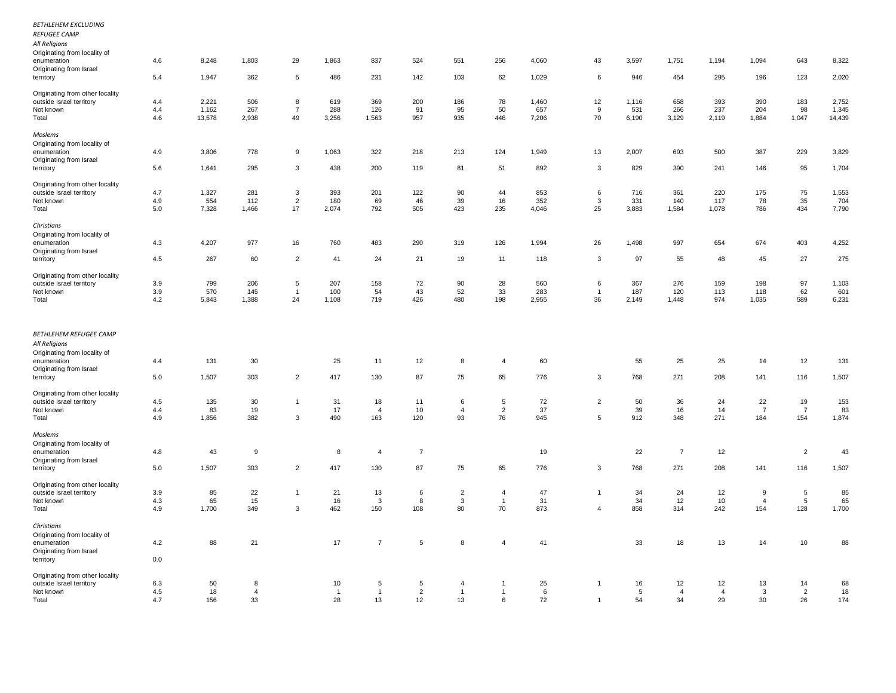| | | | | | | | | | | | | | | | | | |
|---|---|---|---|---|---|---|---|---|---|---|---|---|---|---|---|---|---|
| *BETHLEHEM EXCLUDING REFUGEE CAMP* | | | | | | | | | | | | | | | | | |
| *All Religions* | | | | | | | | | | | | | | | | | |
| Originating from locality of enumeration | 4.6 | 8,248 | 1,803 | 29 | 1,863 | 837 | 524 | 551 | 256 | 4,060 | 43 | 3,597 | 1,751 | 1,194 | 1,094 | 643 | 8,322 |
| Originating from Israel territory | 5.4 | 1,947 | 362 | 5 | 486 | 231 | 142 | 103 | 62 | 1,029 | 6 | 946 | 454 | 295 | 196 | 123 | 2,020 |
| Originating from other locality outside Israel territory | 4.4 | 2,221 | 506 | 8 | 619 | 369 | 200 | 186 | 78 | 1,460 | 12 | 1,116 | 658 | 393 | 390 | 183 | 2,752 |
| Not known | 4.4 | 1,162 | 267 | 7 | 288 | 126 | 91 | 95 | 50 | 657 | 9 | 531 | 266 | 237 | 204 | 98 | 1,345 |
| Total | 4.6 | 13,578 | 2,938 | 49 | 3,256 | 1,563 | 957 | 935 | 446 | 7,206 | 70 | 6,190 | 3,129 | 2,119 | 1,884 | 1,047 | 14,439 |
| *Moslems* | | | | | | | | | | | | | | | | | |
| Originating from locality of enumeration | 4.9 | 3,806 | 778 | 9 | 1,063 | 322 | 218 | 213 | 124 | 1,949 | 13 | 2,007 | 693 | 500 | 387 | 229 | 3,829 |
| Originating from Israel territory | 5.6 | 1,641 | 295 | 3 | 438 | 200 | 119 | 81 | 51 | 892 | 3 | 829 | 390 | 241 | 146 | 95 | 1,704 |
| Originating from other locality outside Israel territory | 4.7 | 1,327 | 281 | 3 | 393 | 201 | 122 | 90 | 44 | 853 | 6 | 716 | 361 | 220 | 175 | 75 | 1,553 |
| Not known | 4.9 | 554 | 112 | 2 | 180 | 69 | 46 | 39 | 16 | 352 | 3 | 331 | 140 | 117 | 78 | 35 | 704 |
| Total | 5.0 | 7,328 | 1,466 | 17 | 2,074 | 792 | 505 | 423 | 235 | 4,046 | 25 | 3,883 | 1,584 | 1,078 | 786 | 434 | 7,790 |
| *Christians* | | | | | | | | | | | | | | | | | |
| Originating from locality of enumeration | 4.3 | 4,207 | 977 | 16 | 760 | 483 | 290 | 319 | 126 | 1,994 | 26 | 1,498 | 997 | 654 | 674 | 403 | 4,252 |
| Originating from Israel territory | 4.5 | 267 | 60 | 2 | 41 | 24 | 21 | 19 | 11 | 118 | 3 | 97 | 55 | 48 | 45 | 27 | 275 |
| Originating from other locality outside Israel territory | 3.9 | 799 | 206 | 5 | 207 | 158 | 72 | 90 | 28 | 560 | 6 | 367 | 276 | 159 | 198 | 97 | 1,103 |
| Not known | 3.9 | 570 | 145 | 1 | 100 | 54 | 43 | 52 | 33 | 283 | 1 | 187 | 120 | 113 | 118 | 62 | 601 |
| Total | 4.2 | 5,843 | 1,388 | 24 | 1,108 | 719 | 426 | 480 | 198 | 2,955 | 36 | 2,149 | 1,448 | 974 | 1,035 | 589 | 6,231 |
| *BETHLEHEM REFUGEE CAMP* | | | | | | | | | | | | | | | | | |
| *All Religions* | | | | | | | | | | | | | | | | | |
| Originating from locality of enumeration | 4.4 | 131 | 30 | | 25 | 11 | 12 | 8 | 4 | 60 | | 55 | 25 | 25 | 14 | 12 | 131 |
| Originating from Israel territory | 5.0 | 1,507 | 303 | 2 | 417 | 130 | 87 | 75 | 65 | 776 | 3 | 768 | 271 | 208 | 141 | 116 | 1,507 |
| Originating from other locality outside Israel territory | 4.5 | 135 | 30 | 1 | 31 | 18 | 11 | 6 | 5 | 72 | 2 | 50 | 36 | 24 | 22 | 19 | 153 |
| Not known | 4.4 | 83 | 19 | | 17 | 4 | 10 | 4 | 2 | 37 | | 39 | 16 | 14 | 7 | 7 | 83 |
| Total | 4.9 | 1,856 | 382 | 3 | 490 | 163 | 120 | 93 | 76 | 945 | 5 | 912 | 348 | 271 | 184 | 154 | 1,874 |
| *Moslems* | | | | | | | | | | | | | | | | | |
| Originating from locality of enumeration | 4.8 | 43 | 9 | | 8 | 4 | 7 | | | 19 | | 22 | 7 | 12 | | 2 | 43 |
| Originating from Israel territory | 5.0 | 1,507 | 303 | 2 | 417 | 130 | 87 | 75 | 65 | 776 | 3 | 768 | 271 | 208 | 141 | 116 | 1,507 |
| Originating from other locality outside Israel territory | 3.9 | 85 | 22 | 1 | 21 | 13 | 6 | 2 | 4 | 47 | 1 | 34 | 24 | 12 | 9 | 5 | 85 |
| Not known | 4.3 | 65 | 15 | | 16 | 3 | 8 | 3 | 1 | 31 | | 34 | 12 | 10 | 4 | 5 | 65 |
| Total | 4.9 | 1,700 | 349 | 3 | 462 | 150 | 108 | 80 | 70 | 873 | 4 | 858 | 314 | 242 | 154 | 128 | 1,700 |
| *Christians* | | | | | | | | | | | | | | | | | |
| Originating from locality of enumeration | 4.2 | 88 | 21 | | 17 | 7 | 5 | 8 | 4 | 41 | | 33 | 18 | 13 | 14 | 10 | 88 |
| Originating from Israel territory | 0.0 | | | | | | | | | | | | | | | | |
| Originating from other locality outside Israel territory | 6.3 | 50 | 8 | | 10 | 5 | 5 | 4 | 1 | 25 | 1 | 16 | 12 | 12 | 13 | 14 | 68 |
| Not known | 4.5 | 18 | 4 | | 1 | 1 | 2 | 1 | 1 | 6 | | 5 | 4 | 4 | 3 | 2 | 18 |
| Total | 4.7 | 156 | 33 | | 28 | 13 | 12 | 13 | 6 | 72 | 1 | 54 | 34 | 29 | 30 | 26 | 174 |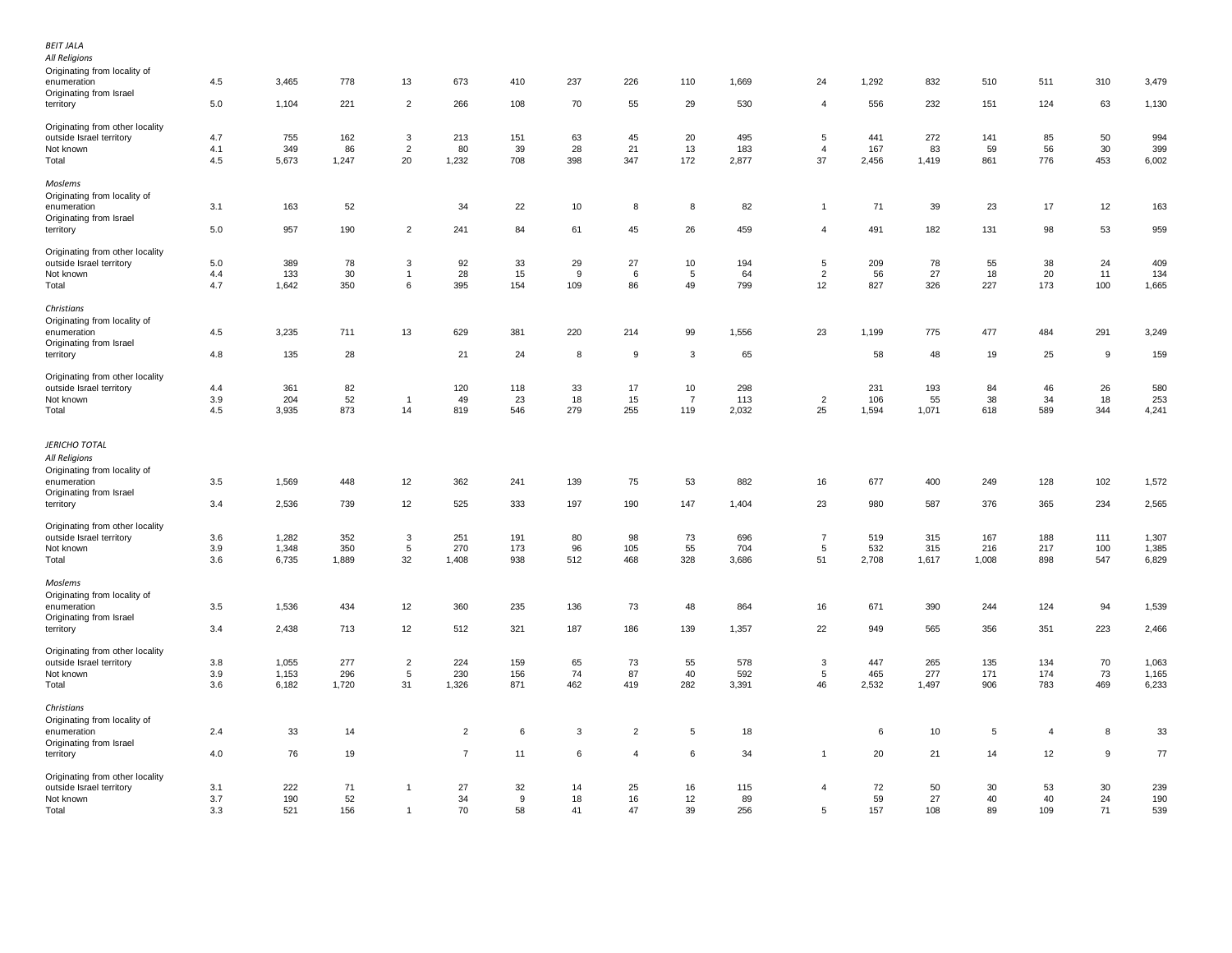|  |  |  |  |  |  |  |  |  |  |  |  |  |  |  |  |  |  |
|---|---|---|---|---|---|---|---|---|---|---|---|---|---|---|---|---|---|
| ***BEIT JALA*** |  |  |  |  |  |  |  |  |  |  |  |  |  |  |  |  |  |
| *All Religions* |  |  |  |  |  |  |  |  |  |  |  |  |  |  |  |  |  |
| Originating from locality of enumeration | 4.5 | 3,465 | 778 | 13 | 673 | 410 | 237 | 226 | 110 | 1,669 | 24 | 1,292 | 832 | 510 | 511 | 310 | 3,479 |
| Originating from Israel territory | 5.0 | 1,104 | 221 | 2 | 266 | 108 | 70 | 55 | 29 | 530 | 4 | 556 | 232 | 151 | 124 | 63 | 1,130 |
| Originating from other locality outside Israel territory | 4.7 | 755 | 162 | 3 | 213 | 151 | 63 | 45 | 20 | 495 | 5 | 441 | 272 | 141 | 85 | 50 | 994 |
| Not known | 4.1 | 349 | 86 | 2 | 80 | 39 | 28 | 21 | 13 | 183 | 4 | 167 | 83 | 59 | 56 | 30 | 399 |
| Total | 4.5 | 5,673 | 1,247 | 20 | 1,232 | 708 | 398 | 347 | 172 | 2,877 | 37 | 2,456 | 1,419 | 861 | 776 | 453 | 6,002 |
| *Moslems* |  |  |  |  |  |  |  |  |  |  |  |  |  |  |  |  |  |
| Originating from locality of enumeration | 3.1 | 163 | 52 |  | 34 | 22 | 10 | 8 | 8 | 82 | 1 | 71 | 39 | 23 | 17 | 12 | 163 |
| Originating from Israel territory | 5.0 | 957 | 190 | 2 | 241 | 84 | 61 | 45 | 26 | 459 | 4 | 491 | 182 | 131 | 98 | 53 | 959 |
| Originating from other locality outside Israel territory | 5.0 | 389 | 78 | 3 | 92 | 33 | 29 | 27 | 10 | 194 | 5 | 209 | 78 | 55 | 38 | 24 | 409 |
| Not known | 4.4 | 133 | 30 | 1 | 28 | 15 | 9 | 6 | 5 | 64 | 2 | 56 | 27 | 18 | 20 | 11 | 134 |
| Total | 4.7 | 1,642 | 350 | 6 | 395 | 154 | 109 | 86 | 49 | 799 | 12 | 827 | 326 | 227 | 173 | 100 | 1,665 |
| *Christians* |  |  |  |  |  |  |  |  |  |  |  |  |  |  |  |  |  |
| Originating from locality of enumeration | 4.5 | 3,235 | 711 | 13 | 629 | 381 | 220 | 214 | 99 | 1,556 | 23 | 1,199 | 775 | 477 | 484 | 291 | 3,249 |
| Originating from Israel territory | 4.8 | 135 | 28 |  | 21 | 24 | 8 | 9 | 3 | 65 |  | 58 | 48 | 19 | 25 | 9 | 159 |
| Originating from other locality outside Israel territory | 4.4 | 361 | 82 |  | 120 | 118 | 33 | 17 | 10 | 298 |  | 231 | 193 | 84 | 46 | 26 | 580 |
| Not known | 3.9 | 204 | 52 | 1 | 49 | 23 | 18 | 15 | 7 | 113 | 2 | 106 | 55 | 38 | 34 | 18 | 253 |
| Total | 4.5 | 3,935 | 873 | 14 | 819 | 546 | 279 | 255 | 119 | 2,032 | 25 | 1,594 | 1,071 | 618 | 589 | 344 | 4,241 |
| ***JERICHO TOTAL*** |  |  |  |  |  |  |  |  |  |  |  |  |  |  |  |  |  |
| *All Religions* |  |  |  |  |  |  |  |  |  |  |  |  |  |  |  |  |  |
| Originating from locality of enumeration | 3.5 | 1,569 | 448 | 12 | 362 | 241 | 139 | 75 | 53 | 882 | 16 | 677 | 400 | 249 | 128 | 102 | 1,572 |
| Originating from Israel territory | 3.4 | 2,536 | 739 | 12 | 525 | 333 | 197 | 190 | 147 | 1,404 | 23 | 980 | 587 | 376 | 365 | 234 | 2,565 |
| Originating from other locality outside Israel territory | 3.6 | 1,282 | 352 | 3 | 251 | 191 | 80 | 98 | 73 | 696 | 7 | 519 | 315 | 167 | 188 | 111 | 1,307 |
| Not known | 3.9 | 1,348 | 350 | 5 | 270 | 173 | 96 | 105 | 55 | 704 | 5 | 532 | 315 | 216 | 217 | 100 | 1,385 |
| Total | 3.6 | 6,735 | 1,889 | 32 | 1,408 | 938 | 512 | 468 | 328 | 3,686 | 51 | 2,708 | 1,617 | 1,008 | 898 | 547 | 6,829 |
| *Moslems* |  |  |  |  |  |  |  |  |  |  |  |  |  |  |  |  |  |
| Originating from locality of enumeration | 3.5 | 1,536 | 434 | 12 | 360 | 235 | 136 | 73 | 48 | 864 | 16 | 671 | 390 | 244 | 124 | 94 | 1,539 |
| Originating from Israel territory | 3.4 | 2,438 | 713 | 12 | 512 | 321 | 187 | 186 | 139 | 1,357 | 22 | 949 | 565 | 356 | 351 | 223 | 2,466 |
| Originating from other locality outside Israel territory | 3.8 | 1,055 | 277 | 2 | 224 | 159 | 65 | 73 | 55 | 578 | 3 | 447 | 265 | 135 | 134 | 70 | 1,063 |
| Not known | 3.9 | 1,153 | 296 | 5 | 230 | 156 | 74 | 87 | 40 | 592 | 5 | 465 | 277 | 171 | 174 | 73 | 1,165 |
| Total | 3.6 | 6,182 | 1,720 | 31 | 1,326 | 871 | 462 | 419 | 282 | 3,391 | 46 | 2,532 | 1,497 | 906 | 783 | 469 | 6,233 |
| *Christians* |  |  |  |  |  |  |  |  |  |  |  |  |  |  |  |  |  |
| Originating from locality of enumeration | 2.4 | 33 | 14 |  | 2 | 6 | 3 | 2 | 5 | 18 |  | 6 | 10 | 5 | 4 | 8 | 33 |
| Originating from Israel territory | 4.0 | 76 | 19 |  | 7 | 11 | 6 | 4 | 6 | 34 | 1 | 20 | 21 | 14 | 12 | 9 | 77 |
| Originating from other locality outside Israel territory | 3.1 | 222 | 71 | 1 | 27 | 32 | 14 | 25 | 16 | 115 | 4 | 72 | 50 | 30 | 53 | 30 | 239 |
| Not known | 3.7 | 190 | 52 |  | 34 | 9 | 18 | 16 | 12 | 89 |  | 59 | 27 | 40 | 40 | 24 | 190 |
| Total | 3.3 | 521 | 156 | 1 | 70 | 58 | 41 | 47 | 39 | 256 | 5 | 157 | 108 | 89 | 109 | 71 | 539 |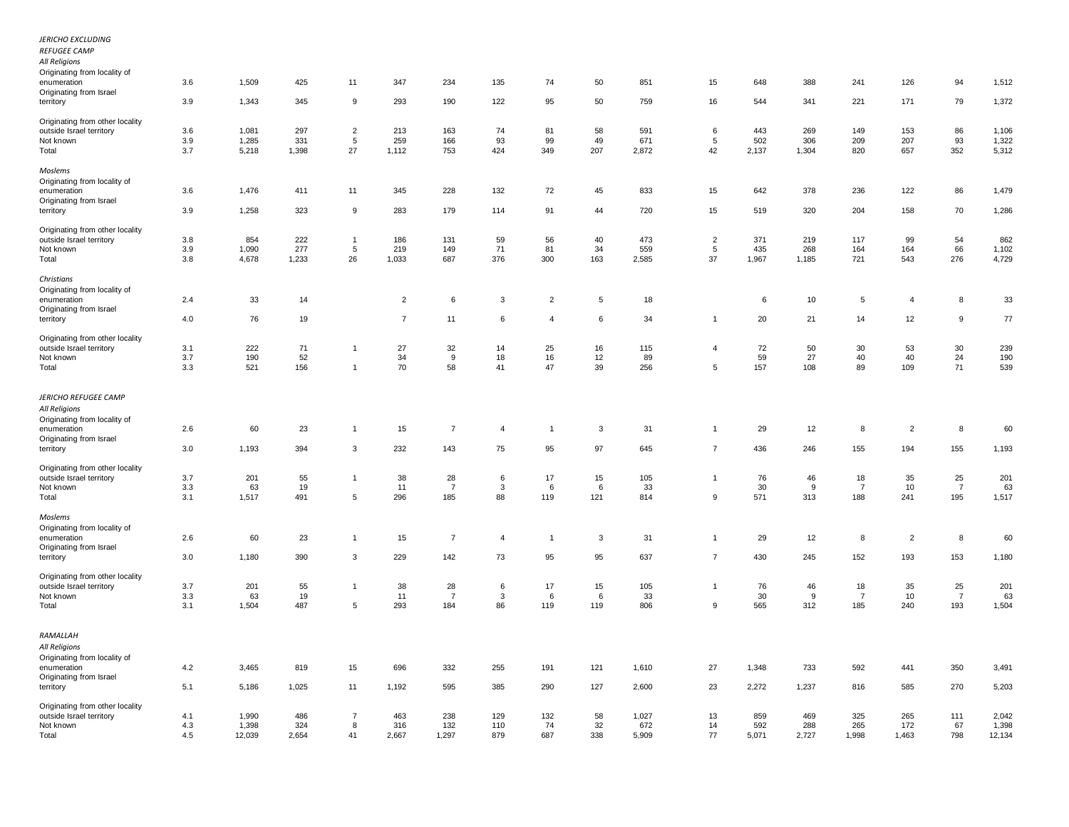| | | | | | | | | | | | | | | | | | |
|---|---|---|---|---|---|---|---|---|---|---|---|---|---|---|---|---|---|
| *JERICHO EXCLUDING REFUGEE CAMP* | | | | | | | | | | | | | | | | | |
| *All Religions* | | | | | | | | | | | | | | | | | |
| Originating from locality of enumeration | 3.6 | 1,509 | 425 | 11 | 347 | 234 | 135 | 74 | 50 | 851 | 15 | 648 | 388 | 241 | 126 | 94 | 1,512 |
| Originating from Israel territory | 3.9 | 1,343 | 345 | 9 | 293 | 190 | 122 | 95 | 50 | 759 | 16 | 544 | 341 | 221 | 171 | 79 | 1,372 |
| Originating from other locality outside Israel territory | 3.6 | 1,081 | 297 | 2 | 213 | 163 | 74 | 81 | 58 | 591 | 6 | 443 | 269 | 149 | 153 | 86 | 1,106 |
| Not known | 3.9 | 1,285 | 331 | 5 | 259 | 166 | 93 | 99 | 49 | 671 | 5 | 502 | 306 | 209 | 207 | 93 | 1,322 |
| Total | 3.7 | 5,218 | 1,398 | 27 | 1,112 | 753 | 424 | 349 | 207 | 2,872 | 42 | 2,137 | 1,304 | 820 | 657 | 352 | 5,312 |
| *Moslems* | | | | | | | | | | | | | | | | | |
| Originating from locality of enumeration | 3.6 | 1,476 | 411 | 11 | 345 | 228 | 132 | 72 | 45 | 833 | 15 | 642 | 378 | 236 | 122 | 86 | 1,479 |
| Originating from Israel territory | 3.9 | 1,258 | 323 | 9 | 283 | 179 | 114 | 91 | 44 | 720 | 15 | 519 | 320 | 204 | 158 | 70 | 1,286 |
| Originating from other locality outside Israel territory | 3.8 | 854 | 222 | 1 | 186 | 131 | 59 | 56 | 40 | 473 | 2 | 371 | 219 | 117 | 99 | 54 | 862 |
| Not known | 3.9 | 1,090 | 277 | 5 | 219 | 149 | 71 | 81 | 34 | 559 | 5 | 435 | 268 | 164 | 164 | 66 | 1,102 |
| Total | 3.8 | 4,678 | 1,233 | 26 | 1,033 | 687 | 376 | 300 | 163 | 2,585 | 37 | 1,967 | 1,185 | 721 | 543 | 276 | 4,729 |
| *Christians* | | | | | | | | | | | | | | | | | |
| Originating from locality of enumeration | 2.4 | 33 | 14 | | 2 | 6 | 3 | 2 | 5 | 18 | | 6 | 10 | 5 | 4 | 8 | 33 |
| Originating from Israel territory | 4.0 | 76 | 19 | | 7 | 11 | 6 | 4 | 6 | 34 | 1 | 20 | 21 | 14 | 12 | 9 | 77 |
| Originating from other locality outside Israel territory | 3.1 | 222 | 71 | 1 | 27 | 32 | 14 | 25 | 16 | 115 | 4 | 72 | 50 | 30 | 53 | 30 | 239 |
| Not known | 3.7 | 190 | 52 | | 34 | 9 | 18 | 16 | 12 | 89 | | 59 | 27 | 40 | 40 | 24 | 190 |
| Total | 3.3 | 521 | 156 | 1 | 70 | 58 | 41 | 47 | 39 | 256 | 5 | 157 | 108 | 89 | 109 | 71 | 539 |
| *JERICHO REFUGEE CAMP* | | | | | | | | | | | | | | | | | |
| *All Religions* | | | | | | | | | | | | | | | | | |
| Originating from locality of enumeration | 2.6 | 60 | 23 | 1 | 15 | 7 | 4 | 1 | 3 | 31 | 1 | 29 | 12 | 8 | 2 | 8 | 60 |
| Originating from Israel territory | 3.0 | 1,193 | 394 | 3 | 232 | 143 | 75 | 95 | 97 | 645 | 7 | 436 | 246 | 155 | 194 | 155 | 1,193 |
| Originating from other locality outside Israel territory | 3.7 | 201 | 55 | 1 | 38 | 28 | 6 | 17 | 15 | 105 | 1 | 76 | 46 | 18 | 35 | 25 | 201 |
| Not known | 3.3 | 63 | 19 | | 11 | 7 | 3 | 6 | 6 | 33 | | 30 | 9 | 7 | 10 | 7 | 63 |
| Total | 3.1 | 1,517 | 491 | 5 | 296 | 185 | 88 | 119 | 121 | 814 | 9 | 571 | 313 | 188 | 241 | 195 | 1,517 |
| *Moslems* | | | | | | | | | | | | | | | | | |
| Originating from locality of enumeration | 2.6 | 60 | 23 | 1 | 15 | 7 | 4 | 1 | 3 | 31 | 1 | 29 | 12 | 8 | 2 | 8 | 60 |
| Originating from Israel territory | 3.0 | 1,180 | 390 | 3 | 229 | 142 | 73 | 95 | 95 | 637 | 7 | 430 | 245 | 152 | 193 | 153 | 1,180 |
| Originating from other locality outside Israel territory | 3.7 | 201 | 55 | 1 | 38 | 28 | 6 | 17 | 15 | 105 | 1 | 76 | 46 | 18 | 35 | 25 | 201 |
| Not known | 3.3 | 63 | 19 | | 11 | 7 | 3 | 6 | 6 | 33 | | 30 | 9 | 7 | 10 | 7 | 63 |
| Total | 3.1 | 1,504 | 487 | 5 | 293 | 184 | 86 | 119 | 119 | 806 | 9 | 565 | 312 | 185 | 240 | 193 | 1,504 |
| *RAMALLAH* | | | | | | | | | | | | | | | | | |
| *All Religions* | | | | | | | | | | | | | | | | | |
| Originating from locality of enumeration | 4.2 | 3,465 | 819 | 15 | 696 | 332 | 255 | 191 | 121 | 1,610 | 27 | 1,348 | 733 | 592 | 441 | 350 | 3,491 |
| Originating from Israel territory | 5.1 | 5,186 | 1,025 | 11 | 1,192 | 595 | 385 | 290 | 127 | 2,600 | 23 | 2,272 | 1,237 | 816 | 585 | 270 | 5,203 |
| Originating from other locality outside Israel territory | 4.1 | 1,990 | 486 | 7 | 463 | 238 | 129 | 132 | 58 | 1,027 | 13 | 859 | 469 | 325 | 265 | 111 | 2,042 |
| Not known | 4.3 | 1,398 | 324 | 8 | 316 | 132 | 110 | 74 | 32 | 672 | 14 | 592 | 288 | 265 | 172 | 67 | 1,398 |
| Total | 4.5 | 12,039 | 2,654 | 41 | 2,667 | 1,297 | 879 | 687 | 338 | 5,909 | 77 | 5,071 | 2,727 | 1,998 | 1,463 | 798 | 12,134 |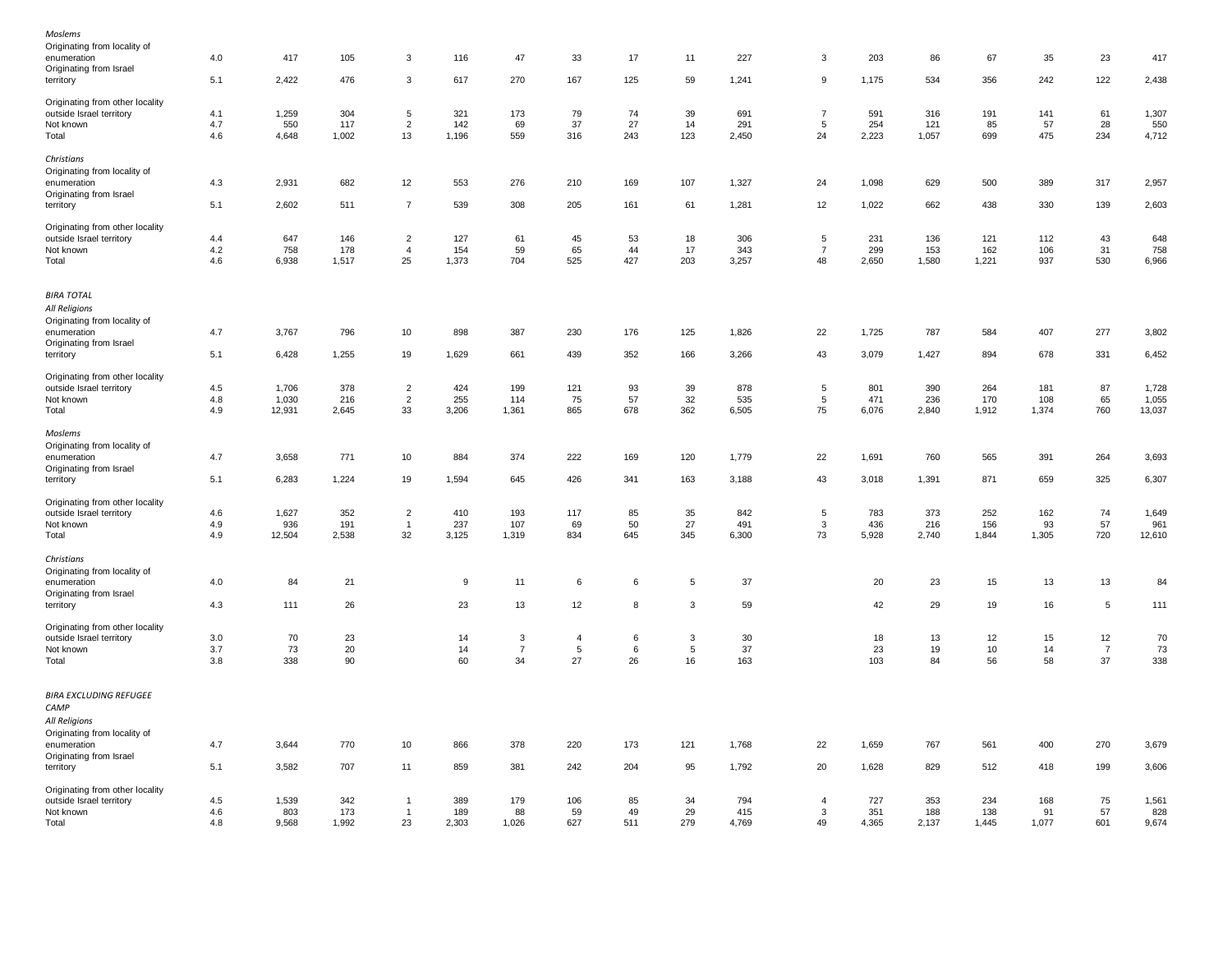| | | | | | | | | | | | | | | | | |
|---|---|---|---|---|---|---|---|---|---|---|---|---|---|---|---|---|
| *Moslems* | | | | | | | | | | | | | | | | |
| Originating from locality of enumeration | 4.0 | 417 | 105 | 3 | 116 | 47 | 33 | 17 | 11 | 227 | 3 | 203 | 86 | 67 | 35 | 23 | 417 |
| Originating from Israel territory | 5.1 | 2,422 | 476 | 3 | 617 | 270 | 167 | 125 | 59 | 1,241 | 9 | 1,175 | 534 | 356 | 242 | 122 | 2,438 |
| Originating from other locality outside Israel territory | 4.1 | 1,259 | 304 | 5 | 321 | 173 | 79 | 74 | 39 | 691 | 7 | 591 | 316 | 191 | 141 | 61 | 1,307 |
| Not known | 4.7 | 550 | 117 | 2 | 142 | 69 | 37 | 27 | 14 | 291 | 5 | 254 | 121 | 85 | 57 | 28 | 550 |
| Total | 4.6 | 4,648 | 1,002 | 13 | 1,196 | 559 | 316 | 243 | 123 | 2,450 | 24 | 2,223 | 1,057 | 699 | 475 | 234 | 4,712 |
| *Christians* | | | | | | | | | | | | | | | | |
| Originating from locality of enumeration | 4.3 | 2,931 | 682 | 12 | 553 | 276 | 210 | 169 | 107 | 1,327 | 24 | 1,098 | 629 | 500 | 389 | 317 | 2,957 |
| Originating from Israel territory | 5.1 | 2,602 | 511 | 7 | 539 | 308 | 205 | 161 | 61 | 1,281 | 12 | 1,022 | 662 | 438 | 330 | 139 | 2,603 |
| Originating from other locality outside Israel territory | 4.4 | 647 | 146 | 2 | 127 | 61 | 45 | 53 | 18 | 306 | 5 | 231 | 136 | 121 | 112 | 43 | 648 |
| Not known | 4.2 | 758 | 178 | 4 | 154 | 59 | 65 | 44 | 17 | 343 | 7 | 299 | 153 | 162 | 106 | 31 | 758 |
| Total | 4.6 | 6,938 | 1,517 | 25 | 1,373 | 704 | 525 | 427 | 203 | 3,257 | 48 | 2,650 | 1,580 | 1,221 | 937 | 530 | 6,966 |
| *BIRA TOTAL* | | | | | | | | | | | | | | | | |
| *All Religions* | | | | | | | | | | | | | | | | |
| Originating from locality of enumeration | 4.7 | 3,767 | 796 | 10 | 898 | 387 | 230 | 176 | 125 | 1,826 | 22 | 1,725 | 787 | 584 | 407 | 277 | 3,802 |
| Originating from Israel territory | 5.1 | 6,428 | 1,255 | 19 | 1,629 | 661 | 439 | 352 | 166 | 3,266 | 43 | 3,079 | 1,427 | 894 | 678 | 331 | 6,452 |
| Originating from other locality outside Israel territory | 4.5 | 1,706 | 378 | 2 | 424 | 199 | 121 | 93 | 39 | 878 | 5 | 801 | 390 | 264 | 181 | 87 | 1,728 |
| Not known | 4.8 | 1,030 | 216 | 2 | 255 | 114 | 75 | 57 | 32 | 535 | 5 | 471 | 236 | 170 | 108 | 65 | 1,055 |
| Total | 4.9 | 12,931 | 2,645 | 33 | 3,206 | 1,361 | 865 | 678 | 362 | 6,505 | 75 | 6,076 | 2,840 | 1,912 | 1,374 | 760 | 13,037 |
| *Moslems* | | | | | | | | | | | | | | | | |
| Originating from locality of enumeration | 4.7 | 3,658 | 771 | 10 | 884 | 374 | 222 | 169 | 120 | 1,779 | 22 | 1,691 | 760 | 565 | 391 | 264 | 3,693 |
| Originating from Israel territory | 5.1 | 6,283 | 1,224 | 19 | 1,594 | 645 | 426 | 341 | 163 | 3,188 | 43 | 3,018 | 1,391 | 871 | 659 | 325 | 6,307 |
| Originating from other locality outside Israel territory | 4.6 | 1,627 | 352 | 2 | 410 | 193 | 117 | 85 | 35 | 842 | 5 | 783 | 373 | 252 | 162 | 74 | 1,649 |
| Not known | 4.9 | 936 | 191 | 1 | 237 | 107 | 69 | 50 | 27 | 491 | 3 | 436 | 216 | 156 | 93 | 57 | 961 |
| Total | 4.9 | 12,504 | 2,538 | 32 | 3,125 | 1,319 | 834 | 645 | 345 | 6,300 | 73 | 5,928 | 2,740 | 1,844 | 1,305 | 720 | 12,610 |
| *Christians* | | | | | | | | | | | | | | | | |
| Originating from locality of enumeration | 4.0 | 84 | 21 | | 9 | 11 | 6 | 6 | 5 | 37 | | 20 | 23 | 15 | 13 | 13 | 84 |
| Originating from Israel territory | 4.3 | 111 | 26 | | 23 | 13 | 12 | 8 | 3 | 59 | | 42 | 29 | 19 | 16 | 5 | 111 |
| Originating from other locality outside Israel territory | 3.0 | 70 | 23 | | 14 | 3 | 4 | 6 | 3 | 30 | | 18 | 13 | 12 | 15 | 12 | 70 |
| Not known | 3.7 | 73 | 20 | | 14 | 7 | 5 | 6 | 5 | 37 | | 23 | 19 | 10 | 14 | 7 | 73 |
| Total | 3.8 | 338 | 90 | | 60 | 34 | 27 | 26 | 16 | 163 | | 103 | 84 | 56 | 58 | 37 | 338 |
| *BIRA EXCLUDING REFUGEE CAMP* | | | | | | | | | | | | | | | | |
| *All Religions* | | | | | | | | | | | | | | | | |
| Originating from locality of enumeration | 4.7 | 3,644 | 770 | 10 | 866 | 378 | 220 | 173 | 121 | 1,768 | 22 | 1,659 | 767 | 561 | 400 | 270 | 3,679 |
| Originating from Israel territory | 5.1 | 3,582 | 707 | 11 | 859 | 381 | 242 | 204 | 95 | 1,792 | 20 | 1,628 | 829 | 512 | 418 | 199 | 3,606 |
| Originating from other locality outside Israel territory | 4.5 | 1,539 | 342 | 1 | 389 | 179 | 106 | 85 | 34 | 794 | 4 | 727 | 353 | 234 | 168 | 75 | 1,561 |
| Not known | 4.6 | 803 | 173 | 1 | 189 | 88 | 59 | 49 | 29 | 415 | 3 | 351 | 188 | 138 | 91 | 57 | 828 |
| Total | 4.8 | 9,568 | 1,992 | 23 | 2,303 | 1,026 | 627 | 511 | 279 | 4,769 | 49 | 4,365 | 2,137 | 1,445 | 1,077 | 601 | 9,674 |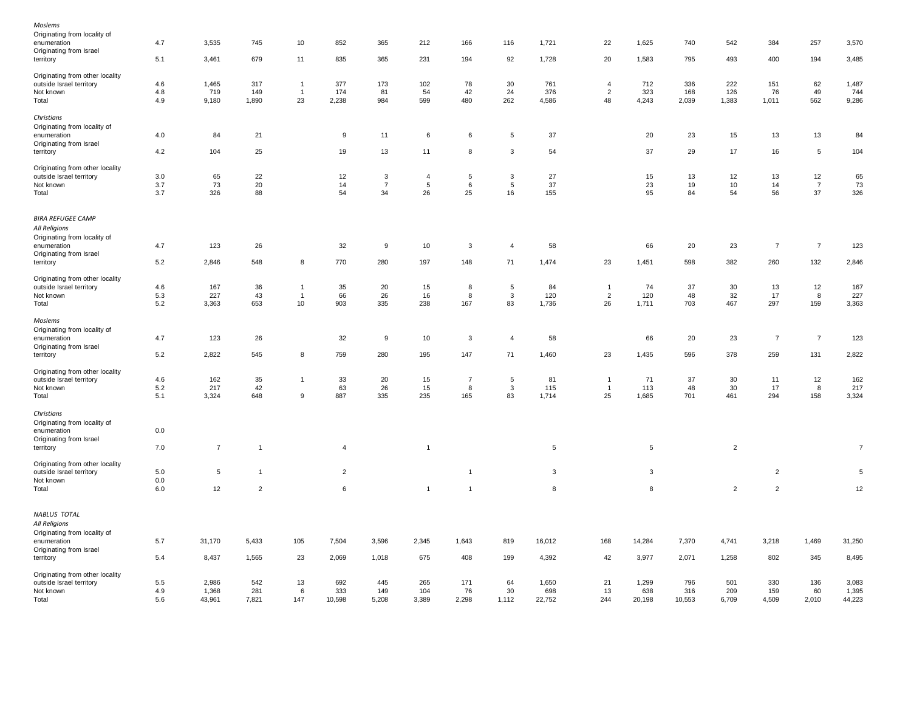| | | | | | | | | | | | | | | | | | |
|---|---|---|---|---|---|---|---|---|---|---|---|---|---|---|---|---|---|
| *Moslems* | | | | | | | | | | | | | | | | | |
| Originating from locality of enumeration | 4.7 | 3,535 | 745 | 10 | 852 | 365 | 212 | 166 | 116 | 1,721 | 22 | 1,625 | 740 | 542 | 384 | 257 | 3,570 |
| Originating from Israel territory | 5.1 | 3,461 | 679 | 11 | 835 | 365 | 231 | 194 | 92 | 1,728 | 20 | 1,583 | 795 | 493 | 400 | 194 | 3,485 |
| Originating from other locality outside Israel territory | 4.6 | 1,465 | 317 | 1 | 377 | 173 | 102 | 78 | 30 | 761 | 4 | 712 | 336 | 222 | 151 | 62 | 1,487 |
| Not known | 4.8 | 719 | 149 | 1 | 174 | 81 | 54 | 42 | 24 | 376 | 2 | 323 | 168 | 126 | 76 | 49 | 744 |
| Total | 4.9 | 9,180 | 1,890 | 23 | 2,238 | 984 | 599 | 480 | 262 | 4,586 | 48 | 4,243 | 2,039 | 1,383 | 1,011 | 562 | 9,286 |
| *Christians* | | | | | | | | | | | | | | | | | |
| Originating from locality of enumeration | 4.0 | 84 | 21 | | 9 | 11 | 6 | 6 | 5 | 37 | | 20 | 23 | 15 | 13 | 13 | 84 |
| Originating from Israel territory | 4.2 | 104 | 25 | | 19 | 13 | 11 | 8 | 3 | 54 | | 37 | 29 | 17 | 16 | 5 | 104 |
| Originating from other locality outside Israel territory | 3.0 | 65 | 22 | | 12 | 3 | 4 | 5 | 3 | 27 | | 15 | 13 | 12 | 13 | 12 | 65 |
| Not known | 3.7 | 73 | 20 | | 14 | 7 | 5 | 6 | 5 | 37 | | 23 | 19 | 10 | 14 | 7 | 73 |
| Total | 3.7 | 326 | 88 | | 54 | 34 | 26 | 25 | 16 | 155 | | 95 | 84 | 54 | 56 | 37 | 326 |
| *BIRA REFUGEE CAMP* | | | | | | | | | | | | | | | | | |
| *All Religions* | | | | | | | | | | | | | | | | | |
| Originating from locality of enumeration | 4.7 | 123 | 26 | | 32 | 9 | 10 | 3 | 4 | 58 | | 66 | 20 | 23 | 7 | 7 | 123 |
| Originating from Israel territory | 5.2 | 2,846 | 548 | 8 | 770 | 280 | 197 | 148 | 71 | 1,474 | 23 | 1,451 | 598 | 382 | 260 | 132 | 2,846 |
| Originating from other locality outside Israel territory | 4.6 | 167 | 36 | 1 | 35 | 20 | 15 | 8 | 5 | 84 | 1 | 74 | 37 | 30 | 13 | 12 | 167 |
| Not known | 5.3 | 227 | 43 | 1 | 66 | 26 | 16 | 8 | 3 | 120 | 2 | 120 | 48 | 32 | 17 | 8 | 227 |
| Total | 5.2 | 3,363 | 653 | 10 | 903 | 335 | 238 | 167 | 83 | 1,736 | 26 | 1,711 | 703 | 467 | 297 | 159 | 3,363 |
| *Moslems* | | | | | | | | | | | | | | | | | |
| Originating from locality of enumeration | 4.7 | 123 | 26 | | 32 | 9 | 10 | 3 | 4 | 58 | | 66 | 20 | 23 | 7 | 7 | 123 |
| Originating from Israel territory | 5.2 | 2,822 | 545 | 8 | 759 | 280 | 195 | 147 | 71 | 1,460 | 23 | 1,435 | 596 | 378 | 259 | 131 | 2,822 |
| Originating from other locality outside Israel territory | 4.6 | 162 | 35 | 1 | 33 | 20 | 15 | 7 | 5 | 81 | 1 | 71 | 37 | 30 | 11 | 12 | 162 |
| Not known | 5.2 | 217 | 42 | | 63 | 26 | 15 | 8 | 3 | 115 | 1 | 113 | 48 | 30 | 17 | 8 | 217 |
| Total | 5.1 | 3,324 | 648 | 9 | 887 | 335 | 235 | 165 | 83 | 1,714 | 25 | 1,685 | 701 | 461 | 294 | 158 | 3,324 |
| *Christians* | | | | | | | | | | | | | | | | | |
| Originating from locality of enumeration | 0.0 | | | | | | | | | | | | | | | | |
| Originating from Israel territory | 7.0 | 7 | 1 | | 4 | | 1 | | | 5 | | 5 | | 2 | | | 7 |
| Originating from other locality outside Israel territory | 5.0 | 5 | 1 | | 2 | | | 1 | | 3 | | 3 | | | 2 | | 5 |
| Not known | 0.0 | | | | | | | | | | | | | | | | |
| Total | 6.0 | 12 | 2 | | 6 | | 1 | 1 | | 8 | | 8 | | 2 | 2 | | 12 |
| *NABLUS TOTAL* | | | | | | | | | | | | | | | | | |
| *All Religions* | | | | | | | | | | | | | | | | | |
| Originating from locality of enumeration | 5.7 | 31,170 | 5,433 | 105 | 7,504 | 3,596 | 2,345 | 1,643 | 819 | 16,012 | 168 | 14,284 | 7,370 | 4,741 | 3,218 | 1,469 | 31,250 |
| Originating from Israel territory | 5.4 | 8,437 | 1,565 | 23 | 2,069 | 1,018 | 675 | 408 | 199 | 4,392 | 42 | 3,977 | 2,071 | 1,258 | 802 | 345 | 8,495 |
| Originating from other locality outside Israel territory | 5.5 | 2,986 | 542 | 13 | 692 | 445 | 265 | 171 | 64 | 1,650 | 21 | 1,299 | 796 | 501 | 330 | 136 | 3,083 |
| Not known | 4.9 | 1,368 | 281 | 6 | 333 | 149 | 104 | 76 | 30 | 698 | 13 | 638 | 316 | 209 | 159 | 60 | 1,395 |
| Total | 5.6 | 43,961 | 7,821 | 147 | 10,598 | 5,208 | 3,389 | 2,298 | 1,112 | 22,752 | 244 | 20,198 | 10,553 | 6,709 | 4,509 | 2,010 | 44,223 |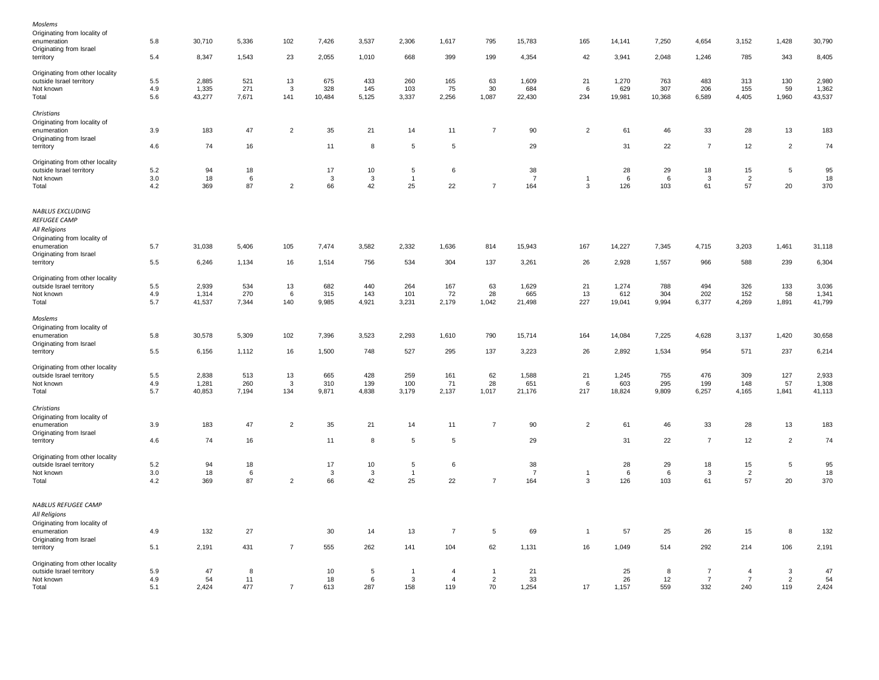| | | | | | | | | | | | | | | | | | |
|---|---|---|---|---|---|---|---|---|---|---|---|---|---|---|---|---|---|
| *Moslems* | | | | | | | | | | | | | | | | | |
| Originating from locality of enumeration | 5.8 | 30,710 | 5,336 | 102 | 7,426 | 3,537 | 2,306 | 1,617 | 795 | 15,783 | 165 | 14,141 | 7,250 | 4,654 | 3,152 | 1,428 | 30,790 |
| Originating from Israel territory | 5.4 | 8,347 | 1,543 | 23 | 2,055 | 1,010 | 668 | 399 | 199 | 4,354 | 42 | 3,941 | 2,048 | 1,246 | 785 | 343 | 8,405 |
| Originating from other locality outside Israel territory | 5.5 | 2,885 | 521 | 13 | 675 | 433 | 260 | 165 | 63 | 1,609 | 21 | 1,270 | 763 | 483 | 313 | 130 | 2,980 |
| Not known | 4.9 | 1,335 | 271 | 3 | 328 | 145 | 103 | 75 | 30 | 684 | 6 | 629 | 307 | 206 | 155 | 59 | 1,362 |
| Total | 5.6 | 43,277 | 7,671 | 141 | 10,484 | 5,125 | 3,337 | 2,256 | 1,087 | 22,430 | 234 | 19,981 | 10,368 | 6,589 | 4,405 | 1,960 | 43,537 |
| *Christians* | | | | | | | | | | | | | | | | | |
| Originating from locality of enumeration | 3.9 | 183 | 47 | 2 | 35 | 21 | 14 | 11 | 7 | 90 | 2 | 61 | 46 | 33 | 28 | 13 | 183 |
| Originating from Israel territory | 4.6 | 74 | 16 | | 11 | 8 | 5 | 5 | | 29 | | 31 | 22 | 7 | 12 | 2 | 74 |
| Originating from other locality outside Israel territory | 5.2 | 94 | 18 | | 17 | 10 | 5 | 6 | | 38 | | 28 | 29 | 18 | 15 | 5 | 95 |
| Not known | 3.0 | 18 | 6 | | 3 | 3 | 1 | | | 7 | 1 | 6 | 6 | 3 | 2 | | 18 |
| Total | 4.2 | 369 | 87 | 2 | 66 | 42 | 25 | 22 | 7 | 164 | 3 | 126 | 103 | 61 | 57 | 20 | 370 |
| *NABLUS EXCLUDING REFUGEE CAMP* | | | | | | | | | | | | | | | | | |
| *All Religions* | | | | | | | | | | | | | | | | | |
| Originating from locality of enumeration | 5.7 | 31,038 | 5,406 | 105 | 7,474 | 3,582 | 2,332 | 1,636 | 814 | 15,943 | 167 | 14,227 | 7,345 | 4,715 | 3,203 | 1,461 | 31,118 |
| Originating from Israel territory | 5.5 | 6,246 | 1,134 | 16 | 1,514 | 756 | 534 | 304 | 137 | 3,261 | 26 | 2,928 | 1,557 | 966 | 588 | 239 | 6,304 |
| Originating from other locality outside Israel territory | 5.5 | 2,939 | 534 | 13 | 682 | 440 | 264 | 167 | 63 | 1,629 | 21 | 1,274 | 788 | 494 | 326 | 133 | 3,036 |
| Not known | 4.9 | 1,314 | 270 | 6 | 315 | 143 | 101 | 72 | 28 | 665 | 13 | 612 | 304 | 202 | 152 | 58 | 1,341 |
| Total | 5.7 | 41,537 | 7,344 | 140 | 9,985 | 4,921 | 3,231 | 2,179 | 1,042 | 21,498 | 227 | 19,041 | 9,994 | 6,377 | 4,269 | 1,891 | 41,799 |
| *Moslems* | | | | | | | | | | | | | | | | | |
| Originating from locality of enumeration | 5.8 | 30,578 | 5,309 | 102 | 7,396 | 3,523 | 2,293 | 1,610 | 790 | 15,714 | 164 | 14,084 | 7,225 | 4,628 | 3,137 | 1,420 | 30,658 |
| Originating from Israel territory | 5.5 | 6,156 | 1,112 | 16 | 1,500 | 748 | 527 | 295 | 137 | 3,223 | 26 | 2,892 | 1,534 | 954 | 571 | 237 | 6,214 |
| Originating from other locality outside Israel territory | 5.5 | 2,838 | 513 | 13 | 665 | 428 | 259 | 161 | 62 | 1,588 | 21 | 1,245 | 755 | 476 | 309 | 127 | 2,933 |
| Not known | 4.9 | 1,281 | 260 | 3 | 310 | 139 | 100 | 71 | 28 | 651 | 6 | 603 | 295 | 199 | 148 | 57 | 1,308 |
| Total | 5.7 | 40,853 | 7,194 | 134 | 9,871 | 4,838 | 3,179 | 2,137 | 1,017 | 21,176 | 217 | 18,824 | 9,809 | 6,257 | 4,165 | 1,841 | 41,113 |
| *Christians* | | | | | | | | | | | | | | | | | |
| Originating from locality of enumeration | 3.9 | 183 | 47 | 2 | 35 | 21 | 14 | 11 | 7 | 90 | 2 | 61 | 46 | 33 | 28 | 13 | 183 |
| Originating from Israel territory | 4.6 | 74 | 16 | | 11 | 8 | 5 | 5 | | 29 | | 31 | 22 | 7 | 12 | 2 | 74 |
| Originating from other locality outside Israel territory | 5.2 | 94 | 18 | | 17 | 10 | 5 | 6 | | 38 | | 28 | 29 | 18 | 15 | 5 | 95 |
| Not known | 3.0 | 18 | 6 | | 3 | 3 | 1 | | | 7 | 1 | 6 | 6 | 3 | 2 | | 18 |
| Total | 4.2 | 369 | 87 | 2 | 66 | 42 | 25 | 22 | 7 | 164 | 3 | 126 | 103 | 61 | 57 | 20 | 370 |
| *NABLUS REFUGEE CAMP* | | | | | | | | | | | | | | | | | |
| *All Religions* | | | | | | | | | | | | | | | | | |
| Originating from locality of enumeration | 4.9 | 132 | 27 | | 30 | 14 | 13 | 7 | 5 | 69 | 1 | 57 | 25 | 26 | 15 | 8 | 132 |
| Originating from Israel territory | 5.1 | 2,191 | 431 | 7 | 555 | 262 | 141 | 104 | 62 | 1,131 | 16 | 1,049 | 514 | 292 | 214 | 106 | 2,191 |
| Originating from other locality outside Israel territory | 5.9 | 47 | 8 | | 10 | 5 | 1 | 4 | 1 | 21 | | 25 | 8 | 7 | 4 | 3 | 47 |
| Not known | 4.9 | 54 | 11 | | 18 | 6 | 3 | 4 | 2 | 33 | | 26 | 12 | 7 | 7 | 2 | 54 |
| Total | 5.1 | 2,424 | 477 | 7 | 613 | 287 | 158 | 119 | 70 | 1,254 | 17 | 1,157 | 559 | 332 | 240 | 119 | 2,424 |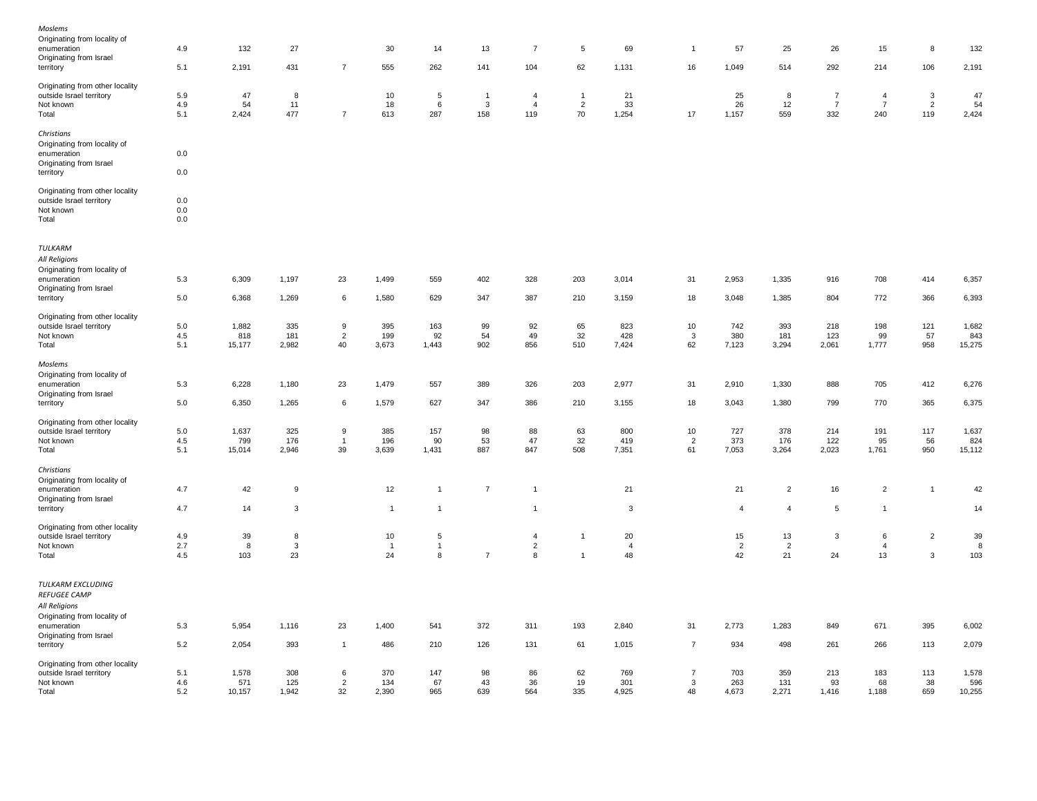| | | | | | | | | | | | | | | | | | |
|---|---|---|---|---|---|---|---|---|---|---|---|---|---|---|---|---|---|
| *Moslems* | | | | | | | | | | | | | | | | | |
| Originating from locality of enumeration | 4.9 | 132 | 27 | | 30 | 14 | 13 | 7 | 5 | 69 | 1 | 57 | 25 | 26 | 15 | 8 | 132 |
| Originating from Israel territory | 5.1 | 2,191 | 431 | 7 | 555 | 262 | 141 | 104 | 62 | 1,131 | 16 | 1,049 | 514 | 292 | 214 | 106 | 2,191 |
| Originating from other locality outside Israel territory | 5.9 | 47 | 8 | | 10 | 5 | 1 | 4 | 1 | 21 | | 25 | 8 | 7 | 4 | 3 | 47 |
| Not known | 4.9 | 54 | 11 | | 18 | 6 | 3 | 4 | 2 | 33 | | 26 | 12 | 7 | 7 | 2 | 54 |
| Total | 5.1 | 2,424 | 477 | 7 | 613 | 287 | 158 | 119 | 70 | 1,254 | 17 | 1,157 | 559 | 332 | 240 | 119 | 2,424 |
| *Christians* | | | | | | | | | | | | | | | | | |
| Originating from locality of enumeration | 0.0 | | | | | | | | | | | | | | | | |
| Originating from Israel territory | 0.0 | | | | | | | | | | | | | | | | |
| Originating from other locality outside Israel territory | 0.0 | | | | | | | | | | | | | | | | |
| Not known | 0.0 | | | | | | | | | | | | | | | | |
| Total | 0.0 | | | | | | | | | | | | | | | | |
| *TULKARM* | | | | | | | | | | | | | | | | | |
| *All Religions* | | | | | | | | | | | | | | | | | |
| Originating from locality of enumeration | 5.3 | 6,309 | 1,197 | 23 | 1,499 | 559 | 402 | 328 | 203 | 3,014 | 31 | 2,953 | 1,335 | 916 | 708 | 414 | 6,357 |
| Originating from Israel territory | 5.0 | 6,368 | 1,269 | 6 | 1,580 | 629 | 347 | 387 | 210 | 3,159 | 18 | 3,048 | 1,385 | 804 | 772 | 366 | 6,393 |
| Originating from other locality outside Israel territory | 5.0 | 1,882 | 335 | 9 | 395 | 163 | 99 | 92 | 65 | 823 | 10 | 742 | 393 | 218 | 198 | 121 | 1,682 |
| Not known | 4.5 | 818 | 181 | 2 | 199 | 92 | 54 | 49 | 32 | 428 | 3 | 380 | 181 | 123 | 99 | 57 | 843 |
| Total | 5.1 | 15,177 | 2,982 | 40 | 3,673 | 1,443 | 902 | 856 | 510 | 7,424 | 62 | 7,123 | 3,294 | 2,061 | 1,777 | 958 | 15,275 |
| *Moslems* | | | | | | | | | | | | | | | | | |
| Originating from locality of enumeration | 5.3 | 6,228 | 1,180 | 23 | 1,479 | 557 | 389 | 326 | 203 | 2,977 | 31 | 2,910 | 1,330 | 888 | 705 | 412 | 6,276 |
| Originating from Israel territory | 5.0 | 6,350 | 1,265 | 6 | 1,579 | 627 | 347 | 386 | 210 | 3,155 | 18 | 3,043 | 1,380 | 799 | 770 | 365 | 6,375 |
| Originating from other locality outside Israel territory | 5.0 | 1,637 | 325 | 9 | 385 | 157 | 98 | 88 | 63 | 800 | 10 | 727 | 378 | 214 | 191 | 117 | 1,637 |
| Not known | 4.5 | 799 | 176 | 1 | 196 | 90 | 53 | 47 | 32 | 419 | 2 | 373 | 176 | 122 | 95 | 56 | 824 |
| Total | 5.1 | 15,014 | 2,946 | 39 | 3,639 | 1,431 | 887 | 847 | 508 | 7,351 | 61 | 7,053 | 3,264 | 2,023 | 1,761 | 950 | 15,112 |
| *Christians* | | | | | | | | | | | | | | | | | |
| Originating from locality of enumeration | 4.7 | 42 | 9 | | 12 | 1 | 7 | 1 | | 21 | | 21 | 2 | 16 | 2 | 1 | 42 |
| Originating from Israel territory | 4.7 | 14 | 3 | | 1 | 1 | | 1 | | 3 | | 4 | 4 | 5 | 1 | | 14 |
| Originating from other locality outside Israel territory | 4.9 | 39 | 8 | | 10 | 5 | | 4 | 1 | 20 | | 15 | 13 | 3 | 6 | 2 | 39 |
| Not known | 2.7 | 8 | 3 | | 1 | 1 | | 2 | | 4 | | 2 | 2 | | 4 | | 8 |
| Total | 4.5 | 103 | 23 | | 24 | 8 | 7 | 8 | 1 | 48 | | 42 | 21 | 24 | 13 | 3 | 103 |
| *TULKARM EXCLUDING REFUGEE CAMP* | | | | | | | | | | | | | | | | | |
| *All Religions* | | | | | | | | | | | | | | | | | |
| Originating from locality of enumeration | 5.3 | 5,954 | 1,116 | 23 | 1,400 | 541 | 372 | 311 | 193 | 2,840 | 31 | 2,773 | 1,283 | 849 | 671 | 395 | 6,002 |
| Originating from Israel territory | 5.2 | 2,054 | 393 | 1 | 486 | 210 | 126 | 131 | 61 | 1,015 | 7 | 934 | 498 | 261 | 266 | 113 | 2,079 |
| Originating from other locality outside Israel territory | 5.1 | 1,578 | 308 | 6 | 370 | 147 | 98 | 86 | 62 | 769 | 7 | 703 | 359 | 213 | 183 | 113 | 1,578 |
| Not known | 4.6 | 571 | 125 | 2 | 134 | 67 | 43 | 36 | 19 | 301 | 3 | 263 | 131 | 93 | 68 | 38 | 596 |
| Total | 5.2 | 10,157 | 1,942 | 32 | 2,390 | 965 | 639 | 564 | 335 | 4,925 | 48 | 4,673 | 2,271 | 1,416 | 1,188 | 659 | 10,255 |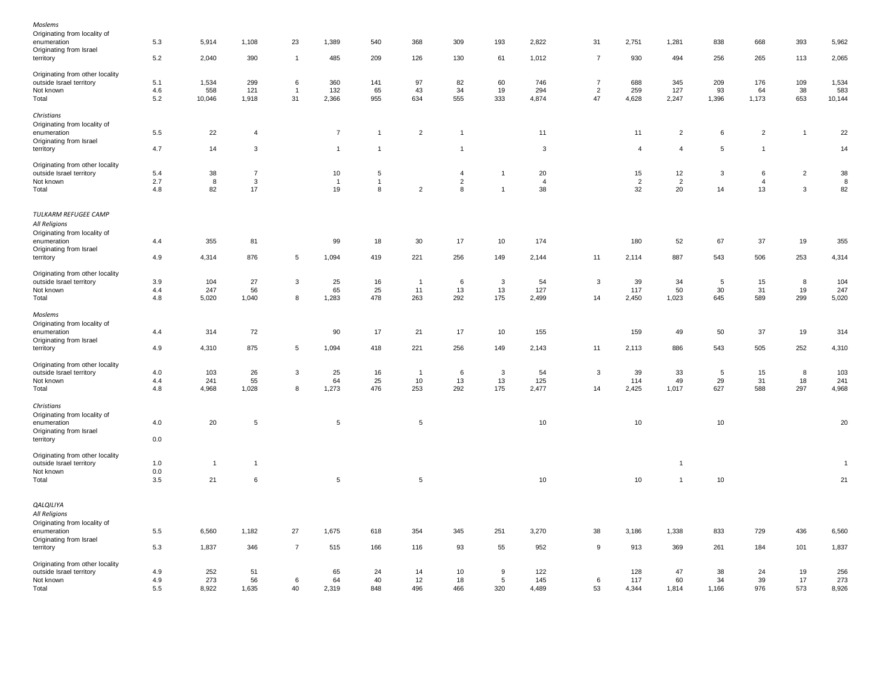| | | | | | | | | | | | | | | | | | |
|---|---|---|---|---|---|---|---|---|---|---|---|---|---|---|---|---|---|
| *Moslems* | | | | | | | | | | | | | | | | | |
| Originating from locality of enumeration | 5.3 | 5,914 | 1,108 | 23 | 1,389 | 540 | 368 | 309 | 193 | 2,822 | 31 | 2,751 | 1,281 | 838 | 668 | 393 | 5,962 |
| Originating from Israel territory | 5.2 | 2,040 | 390 | 1 | 485 | 209 | 126 | 130 | 61 | 1,012 | 7 | 930 | 494 | 256 | 265 | 113 | 2,065 |
| Originating from other locality outside Israel territory | 5.1 | 1,534 | 299 | 6 | 360 | 141 | 97 | 82 | 60 | 746 | 7 | 688 | 345 | 209 | 176 | 109 | 1,534 |
| Not known | 4.6 | 558 | 121 | 1 | 132 | 65 | 43 | 34 | 19 | 294 | 2 | 259 | 127 | 93 | 64 | 38 | 583 |
| Total | 5.2 | 10,046 | 1,918 | 31 | 2,366 | 955 | 634 | 555 | 333 | 4,874 | 47 | 4,628 | 2,247 | 1,396 | 1,173 | 653 | 10,144 |
| *Christians* | | | | | | | | | | | | | | | | | |
| Originating from locality of enumeration | 5.5 | 22 | 4 | | 7 | 1 | 2 | 1 | | 11 | | 11 | 2 | 6 | 2 | 1 | 22 |
| Originating from Israel territory | 4.7 | 14 | 3 | | 1 | 1 | | 1 | | 3 | | 4 | 4 | 5 | 1 | | 14 |
| Originating from other locality outside Israel territory | 5.4 | 38 | 7 | | 10 | 5 | | 4 | 1 | 20 | | 15 | 12 | 3 | 6 | 2 | 38 |
| Not known | 2.7 | 8 | 3 | | 1 | 1 | | 2 | | 4 | | 2 | 2 | | 4 | | 8 |
| Total | 4.8 | 82 | 17 | | 19 | 8 | 2 | 8 | 1 | 38 | | 32 | 20 | 14 | 13 | 3 | 82 |
| *TULKARM REFUGEE CAMP* | | | | | | | | | | | | | | | | | |
| *All Religions* | | | | | | | | | | | | | | | | | |
| Originating from locality of enumeration | 4.4 | 355 | 81 | | 99 | 18 | 30 | 17 | 10 | 174 | | 180 | 52 | 67 | 37 | 19 | 355 |
| Originating from Israel territory | 4.9 | 4,314 | 876 | 5 | 1,094 | 419 | 221 | 256 | 149 | 2,144 | 11 | 2,114 | 887 | 543 | 506 | 253 | 4,314 |
| Originating from other locality outside Israel territory | 3.9 | 104 | 27 | 3 | 25 | 16 | 1 | 6 | 3 | 54 | 3 | 39 | 34 | 5 | 15 | 8 | 104 |
| Not known | 4.4 | 247 | 56 | | 65 | 25 | 11 | 13 | 13 | 127 | | 117 | 50 | 30 | 31 | 19 | 247 |
| Total | 4.8 | 5,020 | 1,040 | 8 | 1,283 | 478 | 263 | 292 | 175 | 2,499 | 14 | 2,450 | 1,023 | 645 | 589 | 299 | 5,020 |
| *Moslems* | | | | | | | | | | | | | | | | | |
| Originating from locality of enumeration | 4.4 | 314 | 72 | | 90 | 17 | 21 | 17 | 10 | 155 | | 159 | 49 | 50 | 37 | 19 | 314 |
| Originating from Israel territory | 4.9 | 4,310 | 875 | 5 | 1,094 | 418 | 221 | 256 | 149 | 2,143 | 11 | 2,113 | 886 | 543 | 505 | 252 | 4,310 |
| Originating from other locality outside Israel territory | 4.0 | 103 | 26 | 3 | 25 | 16 | 1 | 6 | 3 | 54 | 3 | 39 | 33 | 5 | 15 | 8 | 103 |
| Not known | 4.4 | 241 | 55 | | 64 | 25 | 10 | 13 | 13 | 125 | | 114 | 49 | 29 | 31 | 18 | 241 |
| Total | 4.8 | 4,968 | 1,028 | 8 | 1,273 | 476 | 253 | 292 | 175 | 2,477 | 14 | 2,425 | 1,017 | 627 | 588 | 297 | 4,968 |
| *Christians* | | | | | | | | | | | | | | | | | |
| Originating from locality of enumeration | 4.0 | 20 | 5 | | 5 | | 5 | | | 10 | | 10 | | 10 | | | 20 |
| Originating from Israel territory | 0.0 | | | | | | | | | | | | | | | | |
| Originating from other locality outside Israel territory | 1.0 | 1 | 1 | | | | | | | | | | 1 | | | | 1 |
| Not known | 0.0 | | | | | | | | | | | | | | | | |
| Total | 3.5 | 21 | 6 | | 5 | | 5 | | | 10 | | 10 | 1 | 10 | | | 21 |
| *QALQILIYA* | | | | | | | | | | | | | | | | | |
| *All Religions* | | | | | | | | | | | | | | | | | |
| Originating from locality of enumeration | 5.5 | 6,560 | 1,182 | 27 | 1,675 | 618 | 354 | 345 | 251 | 3,270 | 38 | 3,186 | 1,338 | 833 | 729 | 436 | 6,560 |
| Originating from Israel territory | 5.3 | 1,837 | 346 | 7 | 515 | 166 | 116 | 93 | 55 | 952 | 9 | 913 | 369 | 261 | 184 | 101 | 1,837 |
| Originating from other locality outside Israel territory | 4.9 | 252 | 51 | | 65 | 24 | 14 | 10 | 9 | 122 | | 128 | 47 | 38 | 24 | 19 | 256 |
| Not known | 4.9 | 273 | 56 | 6 | 64 | 40 | 12 | 18 | 5 | 145 | 6 | 117 | 60 | 34 | 39 | 17 | 273 |
| Total | 5.5 | 8,922 | 1,635 | 40 | 2,319 | 848 | 496 | 466 | 320 | 4,489 | 53 | 4,344 | 1,814 | 1,166 | 976 | 573 | 8,926 |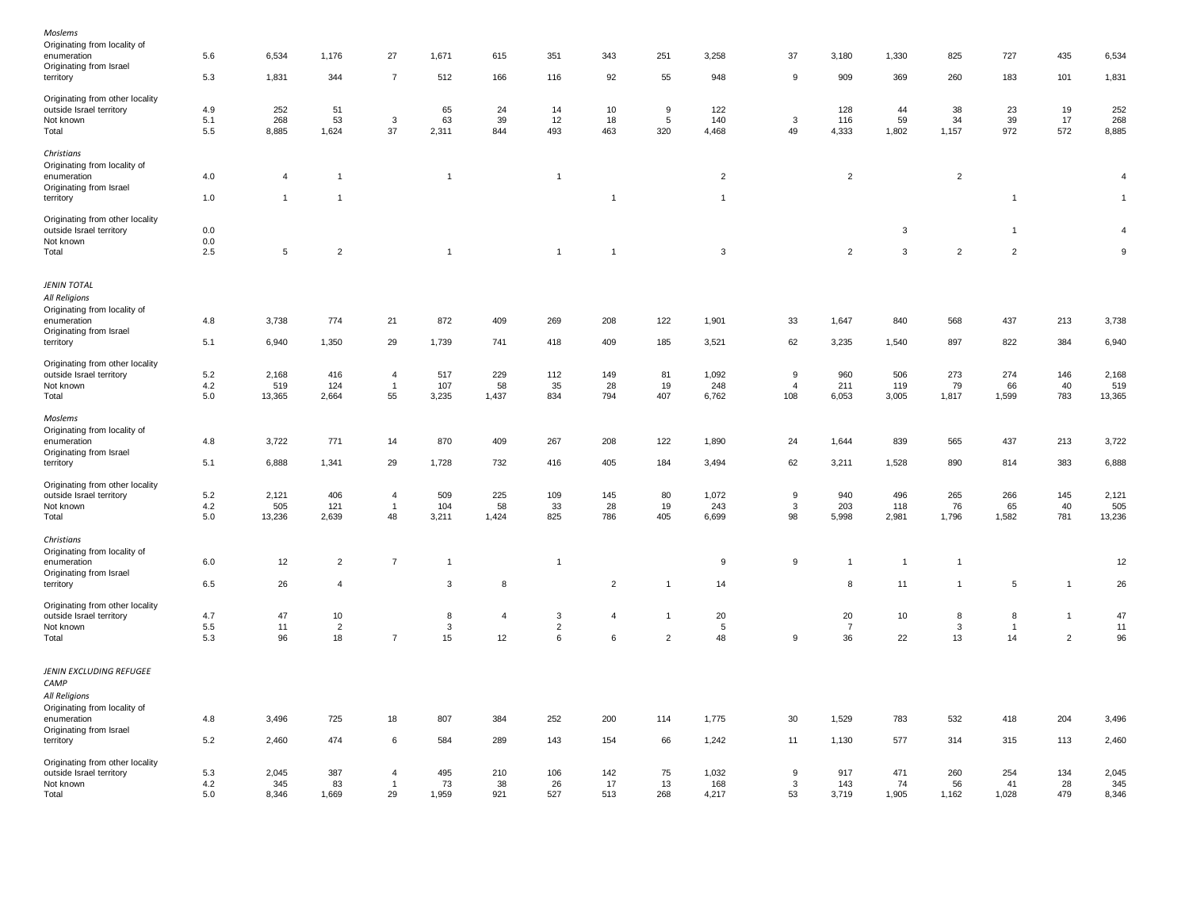| | | | | | | | | | | | | | | | | | |
|---|---|---|---|---|---|---|---|---|---|---|---|---|---|---|---|---|---|
| *Moslems* | | | | | | | | | | | | | | | | | |
| Originating from locality of enumeration | 5.6 | 6,534 | 1,176 | 27 | 1,671 | 615 | 351 | 343 | 251 | 3,258 | 37 | 3,180 | 1,330 | 825 | 727 | 435 | 6,534 |
| Originating from Israel territory | 5.3 | 1,831 | 344 | 7 | 512 | 166 | 116 | 92 | 55 | 948 | 9 | 909 | 369 | 260 | 183 | 101 | 1,831 |
| Originating from other locality outside Israel territory | 4.9 | 252 | 51 | | 65 | 24 | 14 | 10 | 9 | 122 | | 128 | 44 | 38 | 23 | 19 | 252 |
| Not known | 5.1 | 268 | 53 | 3 | 63 | 39 | 12 | 18 | 5 | 140 | 3 | 116 | 59 | 34 | 39 | 17 | 268 |
| Total | 5.5 | 8,885 | 1,624 | 37 | 2,311 | 844 | 493 | 463 | 320 | 4,468 | 49 | 4,333 | 1,802 | 1,157 | 972 | 572 | 8,885 |
| *Christians* | | | | | | | | | | | | | | | | | |
| Originating from locality of enumeration | 4.0 | 4 | 1 | | 1 | | 1 | | | 2 | | 2 | | 2 | | | 4 |
| Originating from Israel territory | 1.0 | 1 | 1 | | | | | 1 | | 1 | | | | | 1 | | 1 |
| Originating from other locality outside Israel territory | 0.0 | | | | | | | | | | | | 3 | | 1 | | 4 |
| Not known | 0.0 | | | | | | | | | | | | | | | | |
| Total | 2.5 | 5 | 2 | | 1 | | 1 | 1 | | 3 | | 2 | 3 | 2 | 2 | | 9 |
| *JENIN TOTAL* | | | | | | | | | | | | | | | | | |
| *All Religions* | | | | | | | | | | | | | | | | | |
| Originating from locality of enumeration | 4.8 | 3,738 | 774 | 21 | 872 | 409 | 269 | 208 | 122 | 1,901 | 33 | 1,647 | 840 | 568 | 437 | 213 | 3,738 |
| Originating from Israel territory | 5.1 | 6,940 | 1,350 | 29 | 1,739 | 741 | 418 | 409 | 185 | 3,521 | 62 | 3,235 | 1,540 | 897 | 822 | 384 | 6,940 |
| Originating from other locality outside Israel territory | 5.2 | 2,168 | 416 | 4 | 517 | 229 | 112 | 149 | 81 | 1,092 | 9 | 960 | 506 | 273 | 274 | 146 | 2,168 |
| Not known | 4.2 | 519 | 124 | 1 | 107 | 58 | 35 | 28 | 19 | 248 | 4 | 211 | 119 | 79 | 66 | 40 | 519 |
| Total | 5.0 | 13,365 | 2,664 | 55 | 3,235 | 1,437 | 834 | 794 | 407 | 6,762 | 108 | 6,053 | 3,005 | 1,817 | 1,599 | 783 | 13,365 |
| *Moslems* | | | | | | | | | | | | | | | | | |
| Originating from locality of enumeration | 4.8 | 3,722 | 771 | 14 | 870 | 409 | 267 | 208 | 122 | 1,890 | 24 | 1,644 | 839 | 565 | 437 | 213 | 3,722 |
| Originating from Israel territory | 5.1 | 6,888 | 1,341 | 29 | 1,728 | 732 | 416 | 405 | 184 | 3,494 | 62 | 3,211 | 1,528 | 890 | 814 | 383 | 6,888 |
| Originating from other locality outside Israel territory | 5.2 | 2,121 | 406 | 4 | 509 | 225 | 109 | 145 | 80 | 1,072 | 9 | 940 | 496 | 265 | 266 | 145 | 2,121 |
| Not known | 4.2 | 505 | 121 | 1 | 104 | 58 | 33 | 28 | 19 | 243 | 3 | 203 | 118 | 76 | 65 | 40 | 505 |
| Total | 5.0 | 13,236 | 2,639 | 48 | 3,211 | 1,424 | 825 | 786 | 405 | 6,699 | 98 | 5,998 | 2,981 | 1,796 | 1,582 | 781 | 13,236 |
| *Christians* | | | | | | | | | | | | | | | | | |
| Originating from locality of enumeration | 6.0 | 12 | 2 | 7 | 1 | | 1 | | | 9 | 9 | 1 | 1 | 1 | | | 12 |
| Originating from Israel territory | 6.5 | 26 | 4 | | 3 | 8 | | 2 | 1 | 14 | | 8 | 11 | 1 | 5 | 1 | 26 |
| Originating from other locality outside Israel territory | 4.7 | 47 | 10 | | 8 | 4 | 3 | 4 | 1 | 20 | | 20 | 10 | 8 | 8 | 1 | 47 |
| Not known | 5.5 | 11 | 2 | | 3 | | 2 | | | 5 | | 7 | | 3 | 1 | | 11 |
| Total | 5.3 | 96 | 18 | 7 | 15 | 12 | 6 | 6 | 2 | 48 | 9 | 36 | 22 | 13 | 14 | 2 | 96 |
| *JENIN EXCLUDING REFUGEE CAMP* | | | | | | | | | | | | | | | | | |
| *All Religions* | | | | | | | | | | | | | | | | | |
| Originating from locality of enumeration | 4.8 | 3,496 | 725 | 18 | 807 | 384 | 252 | 200 | 114 | 1,775 | 30 | 1,529 | 783 | 532 | 418 | 204 | 3,496 |
| Originating from Israel territory | 5.2 | 2,460 | 474 | 6 | 584 | 289 | 143 | 154 | 66 | 1,242 | 11 | 1,130 | 577 | 314 | 315 | 113 | 2,460 |
| Originating from other locality outside Israel territory | 5.3 | 2,045 | 387 | 4 | 495 | 210 | 106 | 142 | 75 | 1,032 | 9 | 917 | 471 | 260 | 254 | 134 | 2,045 |
| Not known | 4.2 | 345 | 83 | 1 | 73 | 38 | 26 | 17 | 13 | 168 | 3 | 143 | 74 | 56 | 41 | 28 | 345 |
| Total | 5.0 | 8,346 | 1,669 | 29 | 1,959 | 921 | 527 | 513 | 268 | 4,217 | 53 | 3,719 | 1,905 | 1,162 | 1,028 | 479 | 8,346 |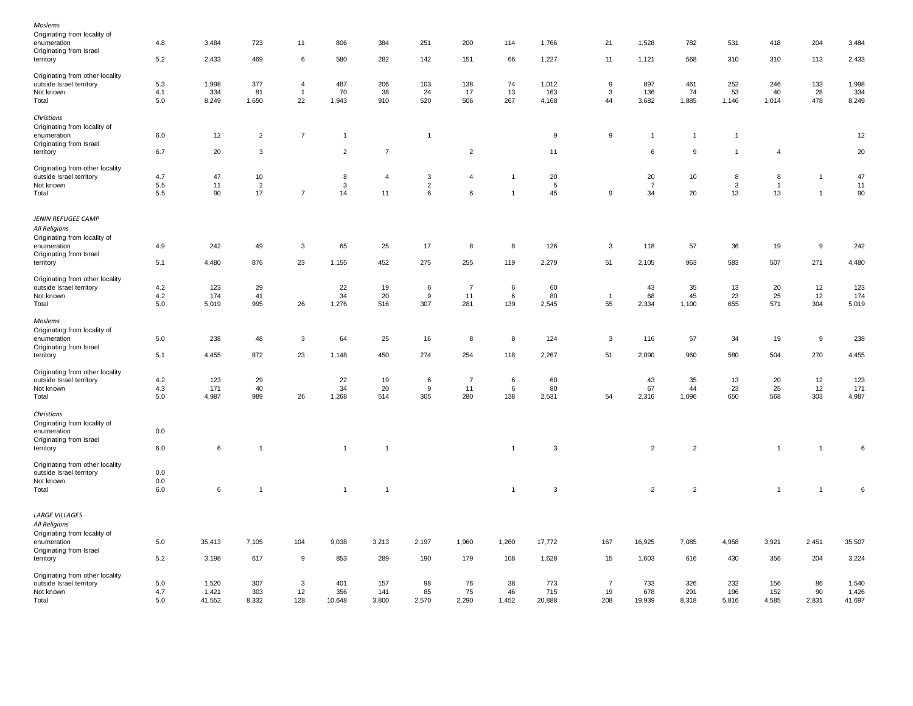| | | | | | | | | | | | | | | | | | |
|---|---|---|---|---|---|---|---|---|---|---|---|---|---|---|---|---|---|
| *Moslems* | | | | | | | | | | | | | | | | | |
| Originating from locality of enumeration | 4.8 | 3,484 | 723 | 11 | 806 | 384 | 251 | 200 | 114 | 1,766 | 21 | 1,528 | 782 | 531 | 418 | 204 | 3,484 |
| Originating from Israel territory | 5.2 | 2,433 | 469 | 6 | 580 | 282 | 142 | 151 | 66 | 1,227 | 11 | 1,121 | 568 | 310 | 310 | 113 | 2,433 |
| Originating from other locality outside Israel territory | 5.3 | 1,998 | 377 | 4 | 487 | 206 | 103 | 138 | 74 | 1,012 | 9 | 897 | 461 | 252 | 246 | 133 | 1,998 |
| Not known | 4.1 | 334 | 81 | 1 | 70 | 38 | 24 | 17 | 13 | 163 | 3 | 136 | 74 | 53 | 40 | 28 | 334 |
| Total | 5.0 | 8,249 | 1,650 | 22 | 1,943 | 910 | 520 | 506 | 267 | 4,168 | 44 | 3,682 | 1,885 | 1,146 | 1,014 | 478 | 8,249 |
| *Christians* | | | | | | | | | | | | | | | | | |
| Originating from locality of enumeration | 6.0 | 12 | 2 | 7 | 1 | | 1 | | | 9 | 9 | 1 | 1 | 1 | | | 12 |
| Originating from Israel territory | 6.7 | 20 | 3 | | 2 | 7 | | 2 | | 11 | | 6 | 9 | 1 | 4 | | 20 |
| Originating from other locality outside Israel territory | 4.7 | 47 | 10 | | 8 | 4 | 3 | 4 | 1 | 20 | | 20 | 10 | 8 | 8 | 1 | 47 |
| Not known | 5.5 | 11 | 2 | | 3 | | 2 | | | 5 | | 7 | | 3 | 1 | | 11 |
| Total | 5.5 | 90 | 17 | 7 | 14 | 11 | 6 | 6 | 1 | 45 | 9 | 34 | 20 | 13 | 13 | 1 | 90 |
| *JENIN REFUGEE CAMP* | | | | | | | | | | | | | | | | | |
| *All Religions* | | | | | | | | | | | | | | | | | |
| Originating from locality of enumeration | 4.9 | 242 | 49 | 3 | 65 | 25 | 17 | 8 | 8 | 126 | 3 | 118 | 57 | 36 | 19 | 9 | 242 |
| Originating from Israel territory | 5.1 | 4,480 | 876 | 23 | 1,155 | 452 | 275 | 255 | 119 | 2,279 | 51 | 2,105 | 963 | 583 | 507 | 271 | 4,480 |
| Originating from other locality outside Israel territory | 4.2 | 123 | 29 | | 22 | 19 | 6 | 7 | 6 | 60 | | 43 | 35 | 13 | 20 | 12 | 123 |
| Not known | 4.2 | 174 | 41 | | 34 | 20 | 9 | 11 | 6 | 80 | 1 | 68 | 45 | 23 | 25 | 12 | 174 |
| Total | 5.0 | 5,019 | 995 | 26 | 1,276 | 516 | 307 | 281 | 139 | 2,545 | 55 | 2,334 | 1,100 | 655 | 571 | 304 | 5,019 |
| *Moslems* | | | | | | | | | | | | | | | | | |
| Originating from locality of enumeration | 5.0 | 238 | 48 | 3 | 64 | 25 | 16 | 8 | 8 | 124 | 3 | 116 | 57 | 34 | 19 | 9 | 238 |
| Originating from Israel territory | 5.1 | 4,455 | 872 | 23 | 1,148 | 450 | 274 | 254 | 118 | 2,267 | 51 | 2,090 | 960 | 580 | 504 | 270 | 4,455 |
| Originating from other locality outside Israel territory | 4.2 | 123 | 29 | | 22 | 19 | 6 | 7 | 6 | 60 | | 43 | 35 | 13 | 20 | 12 | 123 |
| Not known | 4.3 | 171 | 40 | | 34 | 20 | 9 | 11 | 6 | 80 | | 67 | 44 | 23 | 25 | 12 | 171 |
| Total | 5.0 | 4,987 | 989 | 26 | 1,268 | 514 | 305 | 280 | 138 | 2,531 | 54 | 2,316 | 1,096 | 650 | 568 | 303 | 4,987 |
| *Christians* | | | | | | | | | | | | | | | | | |
| Originating from locality of enumeration | 0.0 | | | | | | | | | | | | | | | | |
| Originating from Israel territory | 6.0 | 6 | 1 | | 1 | 1 | | | 1 | 3 | | 2 | 2 | | 1 | 1 | 6 |
| Originating from other locality outside Israel territory | 0.0 | | | | | | | | | | | | | | | | |
| Not known | 0.0 | | | | | | | | | | | | | | | | |
| Total | 6.0 | 6 | 1 | | 1 | 1 | | | 1 | 3 | | 2 | 2 | | 1 | 1 | 6 |
| *LARGE VILLAGES* | | | | | | | | | | | | | | | | | |
| *All Religions* | | | | | | | | | | | | | | | | | |
| Originating from locality of enumeration | 5.0 | 35,413 | 7,105 | 104 | 9,038 | 3,213 | 2,197 | 1,960 | 1,260 | 17,772 | 167 | 16,925 | 7,085 | 4,958 | 3,921 | 2,451 | 35,507 |
| Originating from Israel territory | 5.2 | 3,198 | 617 | 9 | 853 | 289 | 190 | 179 | 108 | 1,628 | 15 | 1,603 | 616 | 430 | 356 | 204 | 3,224 |
| Originating from other locality outside Israel territory | 5.0 | 1,520 | 307 | 3 | 401 | 157 | 98 | 76 | 38 | 773 | 7 | 733 | 326 | 232 | 156 | 86 | 1,540 |
| Not known | 4.7 | 1,421 | 303 | 12 | 356 | 141 | 85 | 75 | 46 | 715 | 19 | 678 | 291 | 196 | 152 | 90 | 1,426 |
| Total | 5.0 | 41,552 | 8,332 | 128 | 10,648 | 3,800 | 2,570 | 2,290 | 1,452 | 20,888 | 208 | 19,939 | 8,318 | 5,816 | 4,585 | 2,831 | 41,697 |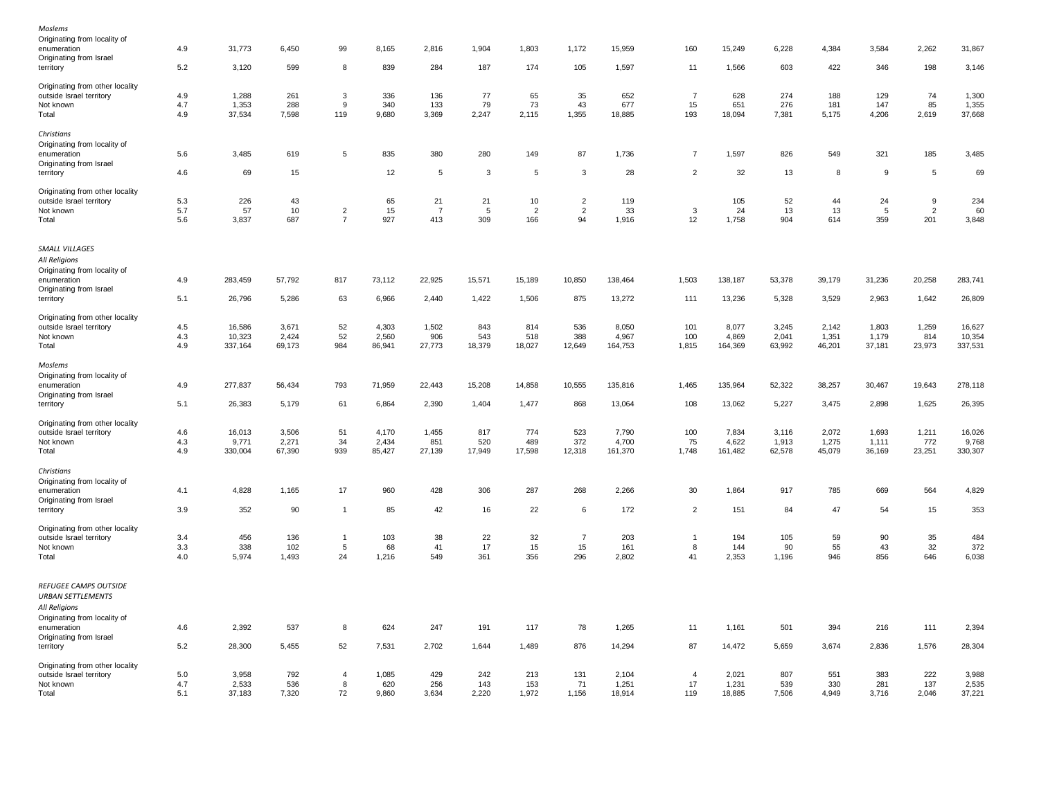| | | | | | | | | | | | | | | | | | |
|---|---|---|---|---|---|---|---|---|---|---|---|---|---|---|---|---|---|
| *Moslems* | | | | | | | | | | | | | | | | | |
| Originating from locality of enumeration | 4.9 | 31,773 | 6,450 | 99 | 8,165 | 2,816 | 1,904 | 1,803 | 1,172 | 15,959 | 160 | 15,249 | 6,228 | 4,384 | 3,584 | 2,262 | 31,867 |
| Originating from Israel territory | 5.2 | 3,120 | 599 | 8 | 839 | 284 | 187 | 174 | 105 | 1,597 | 11 | 1,566 | 603 | 422 | 346 | 198 | 3,146 |
| Originating from other locality outside Israel territory | 4.9 | 1,288 | 261 | 3 | 336 | 136 | 77 | 65 | 35 | 652 | 7 | 628 | 274 | 188 | 129 | 74 | 1,300 |
| Not known | 4.7 | 1,353 | 288 | 9 | 340 | 133 | 79 | 73 | 43 | 677 | 15 | 651 | 276 | 181 | 147 | 85 | 1,355 |
| Total | 4.9 | 37,534 | 7,598 | 119 | 9,680 | 3,369 | 2,247 | 2,115 | 1,355 | 18,885 | 193 | 18,094 | 7,381 | 5,175 | 4,206 | 2,619 | 37,668 |
| *Christians* | | | | | | | | | | | | | | | | | |
| Originating from locality of enumeration | 5.6 | 3,485 | 619 | 5 | 835 | 380 | 280 | 149 | 87 | 1,736 | 7 | 1,597 | 826 | 549 | 321 | 185 | 3,485 |
| Originating from Israel territory | 4.6 | 69 | 15 | | 12 | 5 | 3 | 5 | 3 | 28 | 2 | 32 | 13 | 8 | 9 | 5 | 69 |
| Originating from other locality outside Israel territory | 5.3 | 226 | 43 | | 65 | 21 | 21 | 10 | 2 | 119 | | 105 | 52 | 44 | 24 | 9 | 234 |
| Not known | 5.7 | 57 | 10 | 2 | 15 | 7 | 5 | 2 | 2 | 33 | 3 | 24 | 13 | 13 | 5 | 2 | 60 |
| Total | 5.6 | 3,837 | 687 | 7 | 927 | 413 | 309 | 166 | 94 | 1,916 | 12 | 1,758 | 904 | 614 | 359 | 201 | 3,848 |
| *SMALL VILLAGES* | | | | | | | | | | | | | | | | | |
| *All Religions* | | | | | | | | | | | | | | | | | |
| Originating from locality of enumeration | 4.9 | 283,459 | 57,792 | 817 | 73,112 | 22,925 | 15,571 | 15,189 | 10,850 | 138,464 | 1,503 | 138,187 | 53,378 | 39,179 | 31,236 | 20,258 | 283,741 |
| Originating from Israel territory | 5.1 | 26,796 | 5,286 | 63 | 6,966 | 2,440 | 1,422 | 1,506 | 875 | 13,272 | 111 | 13,236 | 5,328 | 3,529 | 2,963 | 1,642 | 26,809 |
| Originating from other locality outside Israel territory | 4.5 | 16,586 | 3,671 | 52 | 4,303 | 1,502 | 843 | 814 | 536 | 8,050 | 101 | 8,077 | 3,245 | 2,142 | 1,803 | 1,259 | 16,627 |
| Not known | 4.3 | 10,323 | 2,424 | 52 | 2,560 | 906 | 543 | 518 | 388 | 4,967 | 100 | 4,869 | 2,041 | 1,351 | 1,179 | 814 | 10,354 |
| Total | 4.9 | 337,164 | 69,173 | 984 | 86,941 | 27,773 | 18,379 | 18,027 | 12,649 | 164,753 | 1,815 | 164,369 | 63,992 | 46,201 | 37,181 | 23,973 | 337,531 |
| *Moslems* | | | | | | | | | | | | | | | | | |
| Originating from locality of enumeration | 4.9 | 277,837 | 56,434 | 793 | 71,959 | 22,443 | 15,208 | 14,858 | 10,555 | 135,816 | 1,465 | 135,964 | 52,322 | 38,257 | 30,467 | 19,643 | 278,118 |
| Originating from Israel territory | 5.1 | 26,383 | 5,179 | 61 | 6,864 | 2,390 | 1,404 | 1,477 | 868 | 13,064 | 108 | 13,062 | 5,227 | 3,475 | 2,898 | 1,625 | 26,395 |
| Originating from other locality outside Israel territory | 4.6 | 16,013 | 3,506 | 51 | 4,170 | 1,455 | 817 | 774 | 523 | 7,790 | 100 | 7,834 | 3,116 | 2,072 | 1,693 | 1,211 | 16,026 |
| Not known | 4.3 | 9,771 | 2,271 | 34 | 2,434 | 851 | 520 | 489 | 372 | 4,700 | 75 | 4,622 | 1,913 | 1,275 | 1,111 | 772 | 9,768 |
| Total | 4.9 | 330,004 | 67,390 | 939 | 85,427 | 27,139 | 17,949 | 17,598 | 12,318 | 161,370 | 1,748 | 161,482 | 62,578 | 45,079 | 36,169 | 23,251 | 330,307 |
| *Christians* | | | | | | | | | | | | | | | | | |
| Originating from locality of enumeration | 4.1 | 4,828 | 1,165 | 17 | 960 | 428 | 306 | 287 | 268 | 2,266 | 30 | 1,864 | 917 | 785 | 669 | 564 | 4,829 |
| Originating from Israel territory | 3.9 | 352 | 90 | 1 | 85 | 42 | 16 | 22 | 6 | 172 | 2 | 151 | 84 | 47 | 54 | 15 | 353 |
| Originating from other locality outside Israel territory | 3.4 | 456 | 136 | 1 | 103 | 38 | 22 | 32 | 7 | 203 | 1 | 194 | 105 | 59 | 90 | 35 | 484 |
| Not known | 3.3 | 338 | 102 | 5 | 68 | 41 | 17 | 15 | 15 | 161 | 8 | 144 | 90 | 55 | 43 | 32 | 372 |
| Total | 4.0 | 5,974 | 1,493 | 24 | 1,216 | 549 | 361 | 356 | 296 | 2,802 | 41 | 2,353 | 1,196 | 946 | 856 | 646 | 6,038 |
| *REFUGEE CAMPS OUTSIDE URBAN SETTLEMENTS* | | | | | | | | | | | | | | | | | |
| *All Religions* | | | | | | | | | | | | | | | | | |
| Originating from locality of enumeration | 4.6 | 2,392 | 537 | 8 | 624 | 247 | 191 | 117 | 78 | 1,265 | 11 | 1,161 | 501 | 394 | 216 | 111 | 2,394 |
| Originating from Israel territory | 5.2 | 28,300 | 5,455 | 52 | 7,531 | 2,702 | 1,644 | 1,489 | 876 | 14,294 | 87 | 14,472 | 5,659 | 3,674 | 2,836 | 1,576 | 28,304 |
| Originating from other locality outside Israel territory | 5.0 | 3,958 | 792 | 4 | 1,085 | 429 | 242 | 213 | 131 | 2,104 | 4 | 2,021 | 807 | 551 | 383 | 222 | 3,988 |
| Not known | 4.7 | 2,533 | 536 | 8 | 620 | 256 | 143 | 153 | 71 | 1,251 | 17 | 1,231 | 539 | 330 | 281 | 137 | 2,535 |
| Total | 5.1 | 37,183 | 7,320 | 72 | 9,860 | 3,634 | 2,220 | 1,972 | 1,156 | 18,914 | 119 | 18,885 | 7,506 | 4,949 | 3,716 | 2,046 | 37,221 |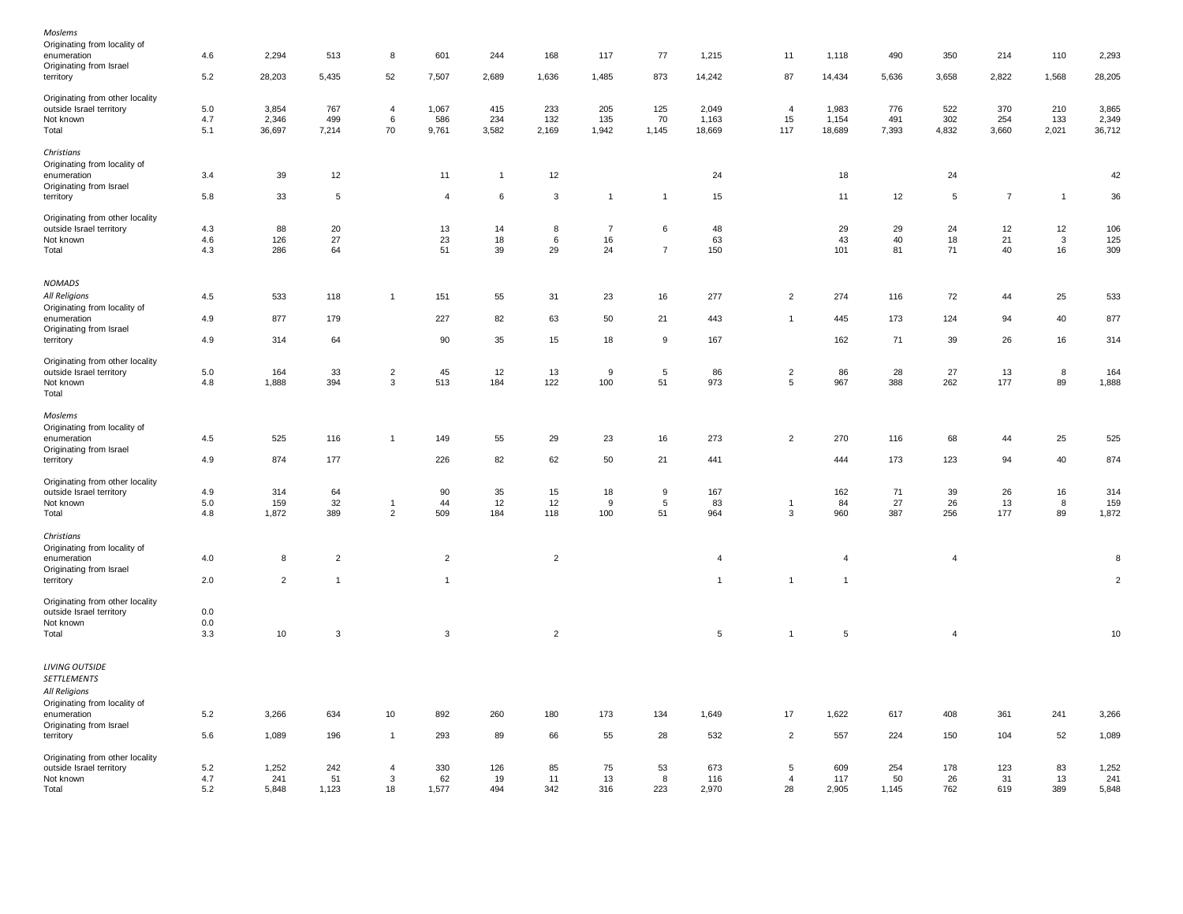| | | | | | | | | | | | | | | | | | |
|---|---|---|---|---|---|---|---|---|---|---|---|---|---|---|---|---|---|
| *Moslems* | | | | | | | | | | | | | | | | | |
| Originating from locality of enumeration | 4.6 | 2,294 | 513 | 8 | 601 | 244 | 168 | 117 | 77 | 1,215 | 11 | 1,118 | 490 | 350 | 214 | 110 | 2,293 |
| Originating from Israel territory | 5.2 | 28,203 | 5,435 | 52 | 7,507 | 2,689 | 1,636 | 1,485 | 873 | 14,242 | 87 | 14,434 | 5,636 | 3,658 | 2,822 | 1,568 | 28,205 |
| Originating from other locality outside Israel territory | 5.0 | 3,854 | 767 | 4 | 1,067 | 415 | 233 | 205 | 125 | 2,049 | 4 | 1,983 | 776 | 522 | 370 | 210 | 3,865 |
| Not known | 4.7 | 2,346 | 499 | 6 | 586 | 234 | 132 | 135 | 70 | 1,163 | 15 | 1,154 | 491 | 302 | 254 | 133 | 2,349 |
| Total | 5.1 | 36,697 | 7,214 | 70 | 9,761 | 3,582 | 2,169 | 1,942 | 1,145 | 18,669 | 117 | 18,689 | 7,393 | 4,832 | 3,660 | 2,021 | 36,712 |
| *Christians* | | | | | | | | | | | | | | | | | |
| Originating from locality of enumeration | 3.4 | 39 | 12 | | 11 | 1 | 12 | | | 24 | | 18 | | 24 | | | 42 |
| Originating from Israel territory | 5.8 | 33 | 5 | | 4 | 6 | 3 | 1 | 1 | 15 | | 11 | 12 | 5 | 7 | 1 | 36 |
| Originating from other locality outside Israel territory | 4.3 | 88 | 20 | | 13 | 14 | 8 | 7 | 6 | 48 | | 29 | 29 | 24 | 12 | 12 | 106 |
| Not known | 4.6 | 126 | 27 | | 23 | 18 | 6 | 16 | | 63 | | 43 | 40 | 18 | 21 | 3 | 125 |
| Total | 4.3 | 286 | 64 | | 51 | 39 | 29 | 24 | 7 | 150 | | 101 | 81 | 71 | 40 | 16 | 309 |
| *NOMADS* | | | | | | | | | | | | | | | | | |
| *All Religions* | 4.5 | 533 | 118 | 1 | 151 | 55 | 31 | 23 | 16 | 277 | 2 | 274 | 116 | 72 | 44 | 25 | 533 |
| Originating from locality of enumeration | 4.9 | 877 | 179 | | 227 | 82 | 63 | 50 | 21 | 443 | 1 | 445 | 173 | 124 | 94 | 40 | 877 |
| Originating from Israel territory | 4.9 | 314 | 64 | | 90 | 35 | 15 | 18 | 9 | 167 | | 162 | 71 | 39 | 26 | 16 | 314 |
| Originating from other locality outside Israel territory | 5.0 | 164 | 33 | 2 | 45 | 12 | 13 | 9 | 5 | 86 | 2 | 86 | 28 | 27 | 13 | 8 | 164 |
| Not known | 4.8 | 1,888 | 394 | 3 | 513 | 184 | 122 | 100 | 51 | 973 | 5 | 967 | 388 | 262 | 177 | 89 | 1,888 |
| Total | | | | | | | | | | | | | | | | | |
| *Moslems* | | | | | | | | | | | | | | | | | |
| Originating from locality of enumeration | 4.5 | 525 | 116 | 1 | 149 | 55 | 29 | 23 | 16 | 273 | 2 | 270 | 116 | 68 | 44 | 25 | 525 |
| Originating from Israel territory | 4.9 | 874 | 177 | | 226 | 82 | 62 | 50 | 21 | 441 | | 444 | 173 | 123 | 94 | 40 | 874 |
| Originating from other locality outside Israel territory | 4.9 | 314 | 64 | | 90 | 35 | 15 | 18 | 9 | 167 | | 162 | 71 | 39 | 26 | 16 | 314 |
| Not known | 5.0 | 159 | 32 | 1 | 44 | 12 | 12 | 9 | 5 | 83 | 1 | 84 | 27 | 26 | 13 | 8 | 159 |
| Total | 4.8 | 1,872 | 389 | 2 | 509 | 184 | 118 | 100 | 51 | 964 | 3 | 960 | 387 | 256 | 177 | 89 | 1,872 |
| *Christians* | | | | | | | | | | | | | | | | | |
| Originating from locality of enumeration | 4.0 | 8 | 2 | | 2 | | 2 | | | 4 | | 4 | | 4 | | | 8 |
| Originating from Israel territory | 2.0 | 2 | 1 | | 1 | | | | | 1 | 1 | 1 | | | | | 2 |
| Originating from other locality outside Israel territory | 0.0 | | | | | | | | | | | | | | | | |
| Not known | 0.0 | | | | | | | | | | | | | | | | |
| Total | 3.3 | 10 | 3 | | 3 | | 2 | | | 5 | 1 | 5 | | 4 | | | 10 |
| *LIVING OUTSIDE SETTLEMENTS* | | | | | | | | | | | | | | | | | |
| *All Religions* | | | | | | | | | | | | | | | | | |
| Originating from locality of enumeration | 5.2 | 3,266 | 634 | 10 | 892 | 260 | 180 | 173 | 134 | 1,649 | 17 | 1,622 | 617 | 408 | 361 | 241 | 3,266 |
| Originating from Israel territory | 5.6 | 1,089 | 196 | 1 | 293 | 89 | 66 | 55 | 28 | 532 | 2 | 557 | 224 | 150 | 104 | 52 | 1,089 |
| Originating from other locality outside Israel territory | 5.2 | 1,252 | 242 | 4 | 330 | 126 | 85 | 75 | 53 | 673 | 5 | 609 | 254 | 178 | 123 | 83 | 1,252 |
| Not known | 4.7 | 241 | 51 | 3 | 62 | 19 | 11 | 13 | 8 | 116 | 4 | 117 | 50 | 26 | 31 | 13 | 241 |
| Total | 5.2 | 5,848 | 1,123 | 18 | 1,577 | 494 | 342 | 316 | 223 | 2,970 | 28 | 2,905 | 1,145 | 762 | 619 | 389 | 5,848 |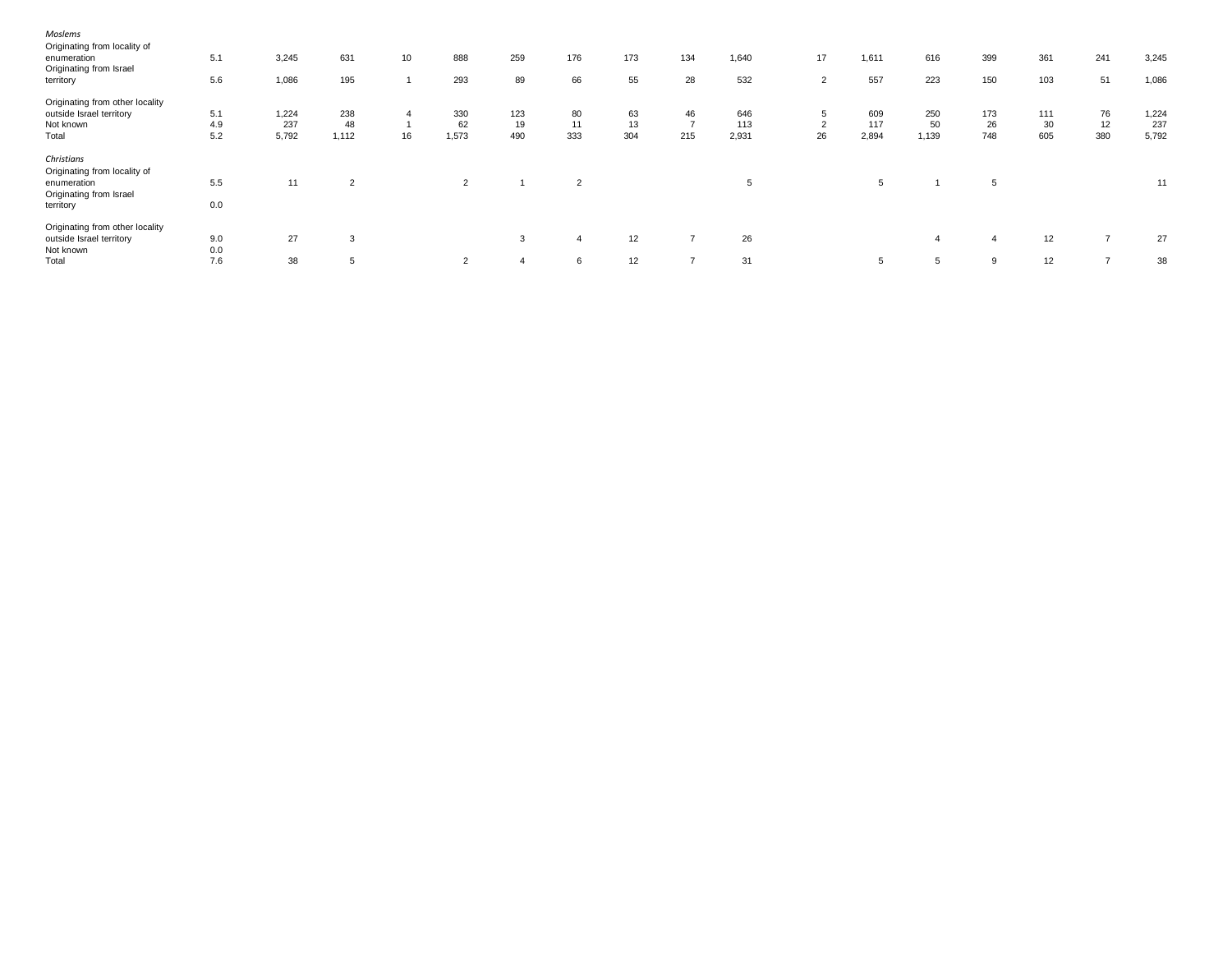| | | | | | | | | | | | | | | | | | |
|---|---|---|---|---|---|---|---|---|---|---|---|---|---|---|---|---|---|
| *Moslems* | | | | | | | | | | | | | | | | | |
| Originating from locality of enumeration | 5.1 | 3,245 | 631 | 10 | 888 | 259 | 176 | 173 | 134 | 1,640 | 17 | 1,611 | 616 | 399 | 361 | 241 | 3,245 |
| Originating from Israel territory | 5.6 | 1,086 | 195 | 1 | 293 | 89 | 66 | 55 | 28 | 532 | 2 | 557 | 223 | 150 | 103 | 51 | 1,086 |
| Originating from other locality outside Israel territory | 5.1 | 1,224 | 238 | 4 | 330 | 123 | 80 | 63 | 46 | 646 | 5 | 609 | 250 | 173 | 111 | 76 | 1,224 |
| Not known | 4.9 | 237 | 48 | 1 | 62 | 19 | 11 | 13 | 7 | 113 | 2 | 117 | 50 | 26 | 30 | 12 | 237 |
| Total | 5.2 | 5,792 | 1,112 | 16 | 1,573 | 490 | 333 | 304 | 215 | 2,931 | 26 | 2,894 | 1,139 | 748 | 605 | 380 | 5,792 |
| *Christians* | | | | | | | | | | | | | | | | | |
| Originating from locality of enumeration | 5.5 | 11 | 2 | | 2 | 1 | 2 | | | 5 | | 5 | 1 | 5 | | | 11 |
| Originating from Israel territory | 0.0 | | | | | | | | | | | | | | | | |
| Originating from other locality outside Israel territory | 9.0 | 27 | 3 | | | 3 | 4 | 12 | 7 | 26 | | | 4 | 4 | 12 | 7 | 27 |
| Not known | 0.0 | | | | | | | | | | | | | | | | |
| Total | 7.6 | 38 | 5 | | 2 | 4 | 6 | 12 | 7 | 31 | | 5 | 5 | 9 | 12 | 7 | 38 |